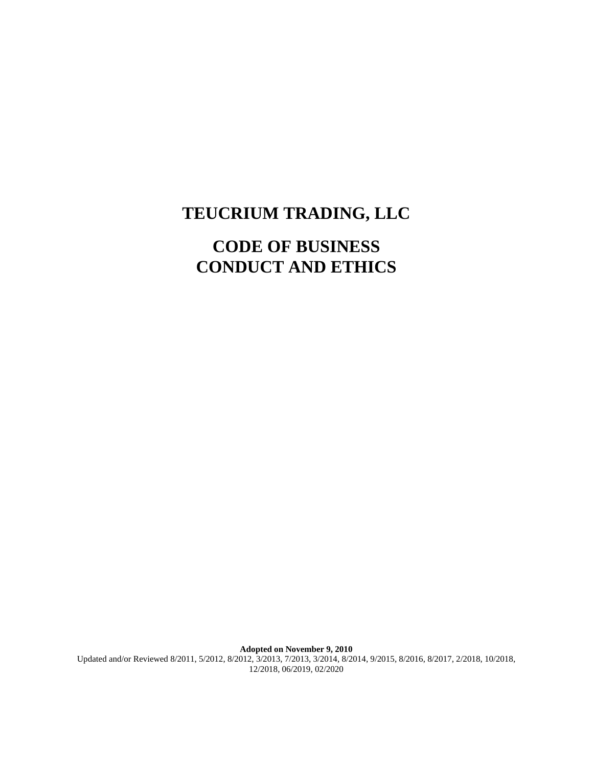# TEUCRIUM TRADING, LLC

# CODE OF BUSINESS CONDUCT AND ETHICS

**Adopted on November 9, 2010**

Updated and/or Reviewed 8/2011, 5/2012, 8/2012, 3/2013, 7/2013, 3/2014, 8/2014, 9/2015, 8/2016, 8/2017, 2/2018, 10/2018, 12/2018, 06/2019, 02/2020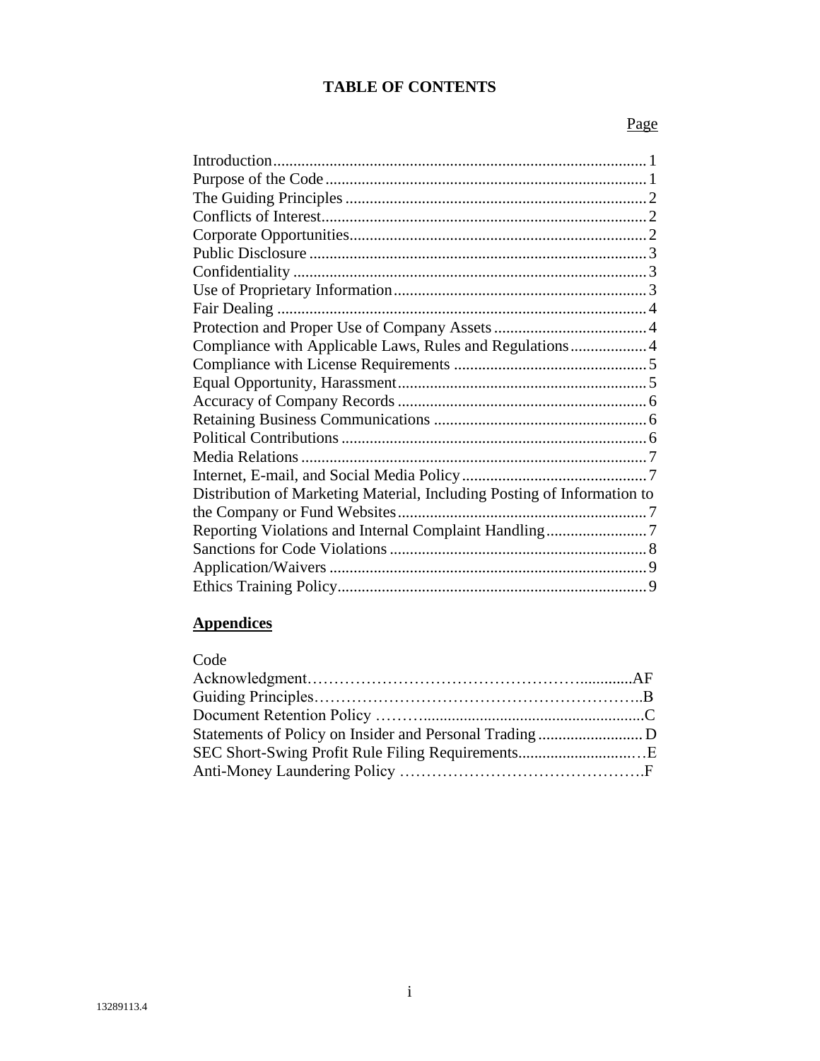# TABLE OF CONTENTS

| | Page |
|---|---|
| Introduction | 1 |
| Purpose of the Code | 1 |
| The Guiding Principles | 2 |
| Conflicts of Interest | 2 |
| Corporate Opportunities | 2 |
| Public Disclosure | 3 |
| Confidentiality | 3 |
| Use of Proprietary Information | 3 |
| Fair Dealing | 4 |
| Protection and Proper Use of Company Assets | 4 |
| Compliance with Applicable Laws, Rules and Regulations | 4 |
| Compliance with License Requirements | 5 |
| Equal Opportunity, Harassment | 5 |
| Accuracy of Company Records | 6 |
| Retaining Business Communications | 6 |
| Political Contributions | 6 |
| Media Relations | 7 |
| Internet, E-mail, and Social Media Policy | 7 |
| Distribution of Marketing Material, Including Posting of Information to the Company or Fund Websites | 7 |
| Reporting Violations and Internal Complaint Handling | 7 |
| Sanctions for Code Violations | 8 |
| Application/Waivers | 9 |
| Ethics Training Policy | 9 |

## Appendices

| | |
|---|---|
| Code Acknowledgment | AF |
| Guiding Principles | B |
| Document Retention Policy | C |
| Statements of Policy on Insider and Personal Trading | D |
| SEC Short-Swing Profit Rule Filing Requirements | E |
| Anti-Money Laundering Policy | F |

13289113.4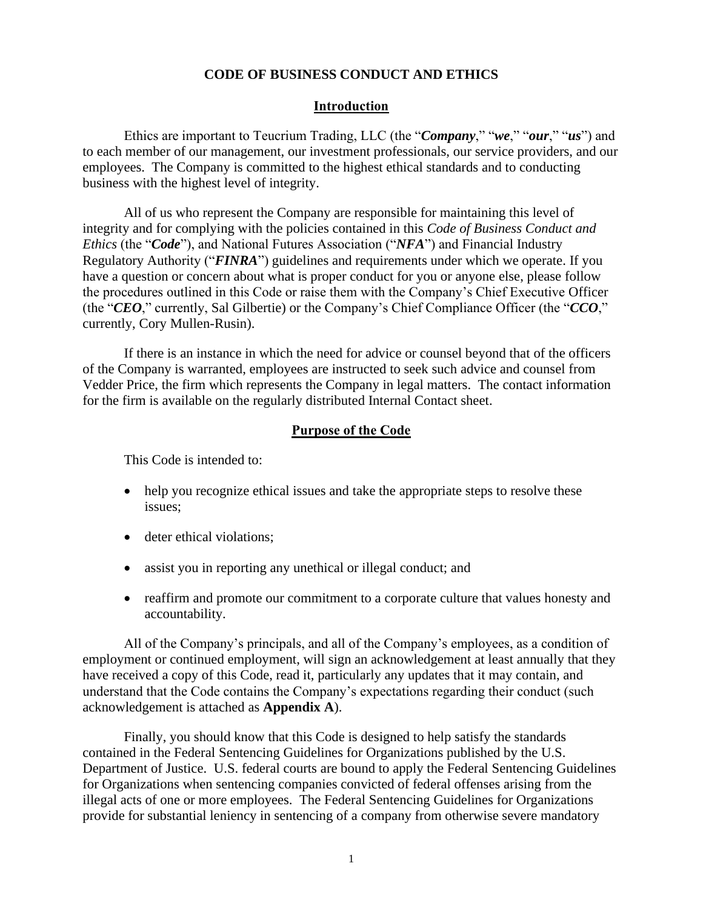# CODE OF BUSINESS CONDUCT AND ETHICS

## Introduction

Ethics are important to Teucrium Trading, LLC (the "***Company***," "***we***," "***our***," "***us***") and to each member of our management, our investment professionals, our service providers, and our employees. The Company is committed to the highest ethical standards and to conducting business with the highest level of integrity.

All of us who represent the Company are responsible for maintaining this level of integrity and for complying with the policies contained in this *Code of Business Conduct and Ethics* (the "***Code***"), and National Futures Association ("***NFA***") and Financial Industry Regulatory Authority ("***FINRA***") guidelines and requirements under which we operate. If you have a question or concern about what is proper conduct for you or anyone else, please follow the procedures outlined in this Code or raise them with the Company's Chief Executive Officer (the "***CEO***," currently, Sal Gilbertie) or the Company's Chief Compliance Officer (the "***CCO***," currently, Cory Mullen-Rusin).

If there is an instance in which the need for advice or counsel beyond that of the officers of the Company is warranted, employees are instructed to seek such advice and counsel from Vedder Price, the firm which represents the Company in legal matters. The contact information for the firm is available on the regularly distributed Internal Contact sheet.

## Purpose of the Code

This Code is intended to:

- help you recognize ethical issues and take the appropriate steps to resolve these issues;
- deter ethical violations;
- assist you in reporting any unethical or illegal conduct; and
- reaffirm and promote our commitment to a corporate culture that values honesty and accountability.

All of the Company's principals, and all of the Company's employees, as a condition of employment or continued employment, will sign an acknowledgement at least annually that they have received a copy of this Code, read it, particularly any updates that it may contain, and understand that the Code contains the Company's expectations regarding their conduct (such acknowledgement is attached as **Appendix A**).

Finally, you should know that this Code is designed to help satisfy the standards contained in the Federal Sentencing Guidelines for Organizations published by the U.S. Department of Justice. U.S. federal courts are bound to apply the Federal Sentencing Guidelines for Organizations when sentencing companies convicted of federal offenses arising from the illegal acts of one or more employees. The Federal Sentencing Guidelines for Organizations provide for substantial leniency in sentencing of a company from otherwise severe mandatory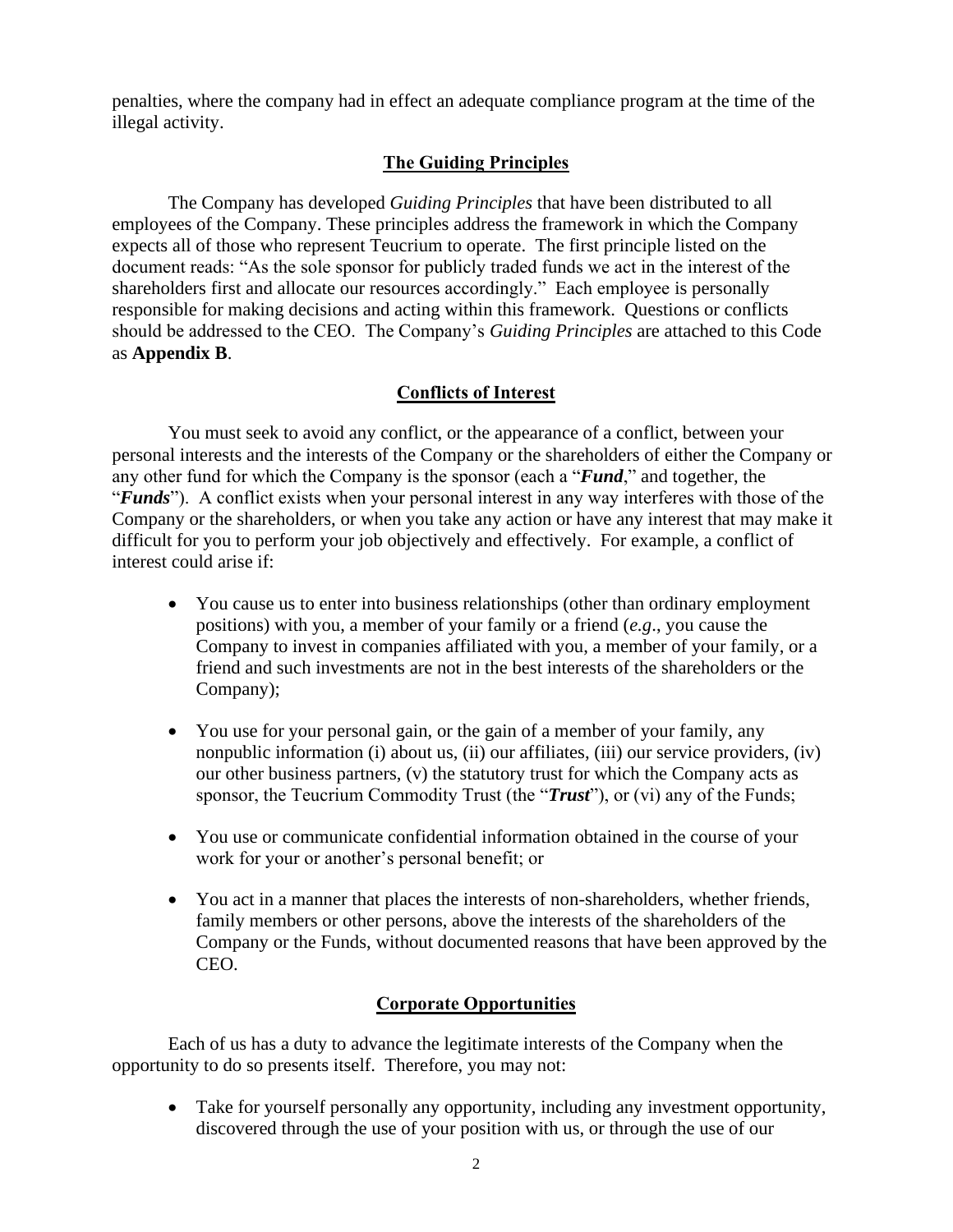penalties, where the company had in effect an adequate compliance program at the time of the illegal activity.

## The Guiding Principles

The Company has developed *Guiding Principles* that have been distributed to all employees of the Company. These principles address the framework in which the Company expects all of those who represent Teucrium to operate. The first principle listed on the document reads: "As the sole sponsor for publicly traded funds we act in the interest of the shareholders first and allocate our resources accordingly." Each employee is personally responsible for making decisions and acting within this framework. Questions or conflicts should be addressed to the CEO. The Company's *Guiding Principles* are attached to this Code as **Appendix B**.

## Conflicts of Interest

You must seek to avoid any conflict, or the appearance of a conflict, between your personal interests and the interests of the Company or the shareholders of either the Company or any other fund for which the Company is the sponsor (each a "***Fund***," and together, the "***Funds***"). A conflict exists when your personal interest in any way interferes with those of the Company or the shareholders, or when you take any action or have any interest that may make it difficult for you to perform your job objectively and effectively. For example, a conflict of interest could arise if:

- You cause us to enter into business relationships (other than ordinary employment positions) with you, a member of your family or a friend (*e.g*., you cause the Company to invest in companies affiliated with you, a member of your family, or a friend and such investments are not in the best interests of the shareholders or the Company);
- You use for your personal gain, or the gain of a member of your family, any nonpublic information (i) about us, (ii) our affiliates, (iii) our service providers, (iv) our other business partners, (v) the statutory trust for which the Company acts as sponsor, the Teucrium Commodity Trust (the "***Trust***"), or (vi) any of the Funds;
- You use or communicate confidential information obtained in the course of your work for your or another's personal benefit; or
- You act in a manner that places the interests of non-shareholders, whether friends, family members or other persons, above the interests of the shareholders of the Company or the Funds, without documented reasons that have been approved by the CEO.

## Corporate Opportunities

Each of us has a duty to advance the legitimate interests of the Company when the opportunity to do so presents itself. Therefore, you may not:

- Take for yourself personally any opportunity, including any investment opportunity, discovered through the use of your position with us, or through the use of our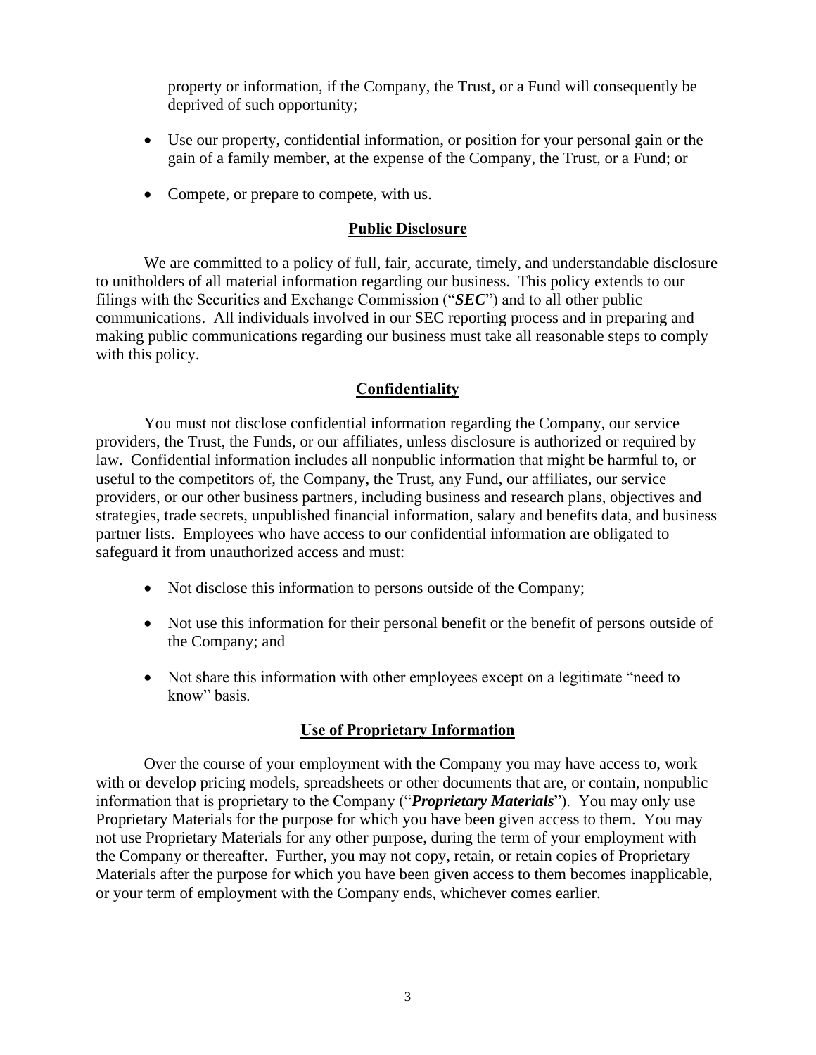property or information, if the Company, the Trust, or a Fund will consequently be deprived of such opportunity;

- Use our property, confidential information, or position for your personal gain or the gain of a family member, at the expense of the Company, the Trust, or a Fund; or
- Compete, or prepare to compete, with us.

## Public Disclosure

We are committed to a policy of full, fair, accurate, timely, and understandable disclosure to unitholders of all material information regarding our business. This policy extends to our filings with the Securities and Exchange Commission ("***SEC***") and to all other public communications. All individuals involved in our SEC reporting process and in preparing and making public communications regarding our business must take all reasonable steps to comply with this policy.

## Confidentiality

You must not disclose confidential information regarding the Company, our service providers, the Trust, the Funds, or our affiliates, unless disclosure is authorized or required by law. Confidential information includes all nonpublic information that might be harmful to, or useful to the competitors of, the Company, the Trust, any Fund, our affiliates, our service providers, or our other business partners, including business and research plans, objectives and strategies, trade secrets, unpublished financial information, salary and benefits data, and business partner lists. Employees who have access to our confidential information are obligated to safeguard it from unauthorized access and must:

- Not disclose this information to persons outside of the Company;
- Not use this information for their personal benefit or the benefit of persons outside of the Company; and
- Not share this information with other employees except on a legitimate "need to know" basis.

## Use of Proprietary Information

Over the course of your employment with the Company you may have access to, work with or develop pricing models, spreadsheets or other documents that are, or contain, nonpublic information that is proprietary to the Company ("***Proprietary Materials***"). You may only use Proprietary Materials for the purpose for which you have been given access to them. You may not use Proprietary Materials for any other purpose, during the term of your employment with the Company or thereafter. Further, you may not copy, retain, or retain copies of Proprietary Materials after the purpose for which you have been given access to them becomes inapplicable, or your term of employment with the Company ends, whichever comes earlier.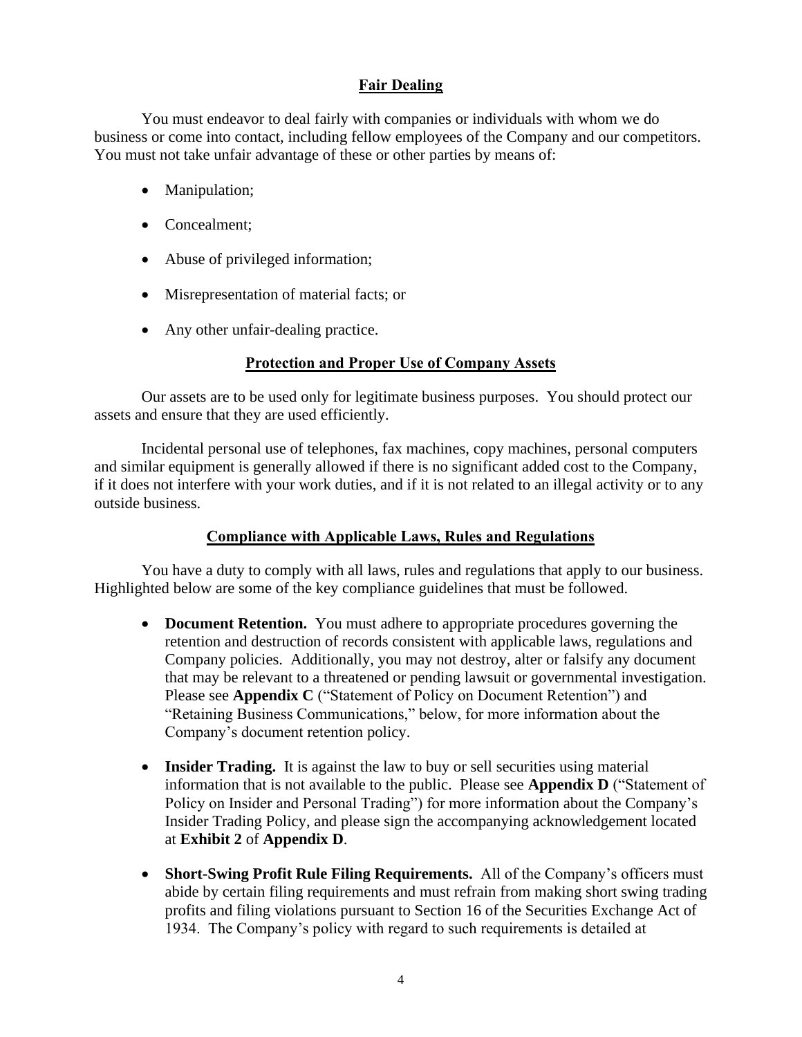## Fair Dealing

You must endeavor to deal fairly with companies or individuals with whom we do business or come into contact, including fellow employees of the Company and our competitors. You must not take unfair advantage of these or other parties by means of:

- Manipulation;
- Concealment;
- Abuse of privileged information;
- Misrepresentation of material facts; or
- Any other unfair-dealing practice.

## Protection and Proper Use of Company Assets

Our assets are to be used only for legitimate business purposes. You should protect our assets and ensure that they are used efficiently.

Incidental personal use of telephones, fax machines, copy machines, personal computers and similar equipment is generally allowed if there is no significant added cost to the Company, if it does not interfere with your work duties, and if it is not related to an illegal activity or to any outside business.

## Compliance with Applicable Laws, Rules and Regulations

You have a duty to comply with all laws, rules and regulations that apply to our business. Highlighted below are some of the key compliance guidelines that must be followed.

- **Document Retention.** You must adhere to appropriate procedures governing the retention and destruction of records consistent with applicable laws, regulations and Company policies. Additionally, you may not destroy, alter or falsify any document that may be relevant to a threatened or pending lawsuit or governmental investigation. Please see **Appendix C** ("Statement of Policy on Document Retention") and "Retaining Business Communications," below, for more information about the Company's document retention policy.
- **Insider Trading.** It is against the law to buy or sell securities using material information that is not available to the public. Please see **Appendix D** ("Statement of Policy on Insider and Personal Trading") for more information about the Company's Insider Trading Policy, and please sign the accompanying acknowledgement located at **Exhibit 2** of **Appendix D**.
- **Short-Swing Profit Rule Filing Requirements.** All of the Company's officers must abide by certain filing requirements and must refrain from making short swing trading profits and filing violations pursuant to Section 16 of the Securities Exchange Act of 1934. The Company's policy with regard to such requirements is detailed at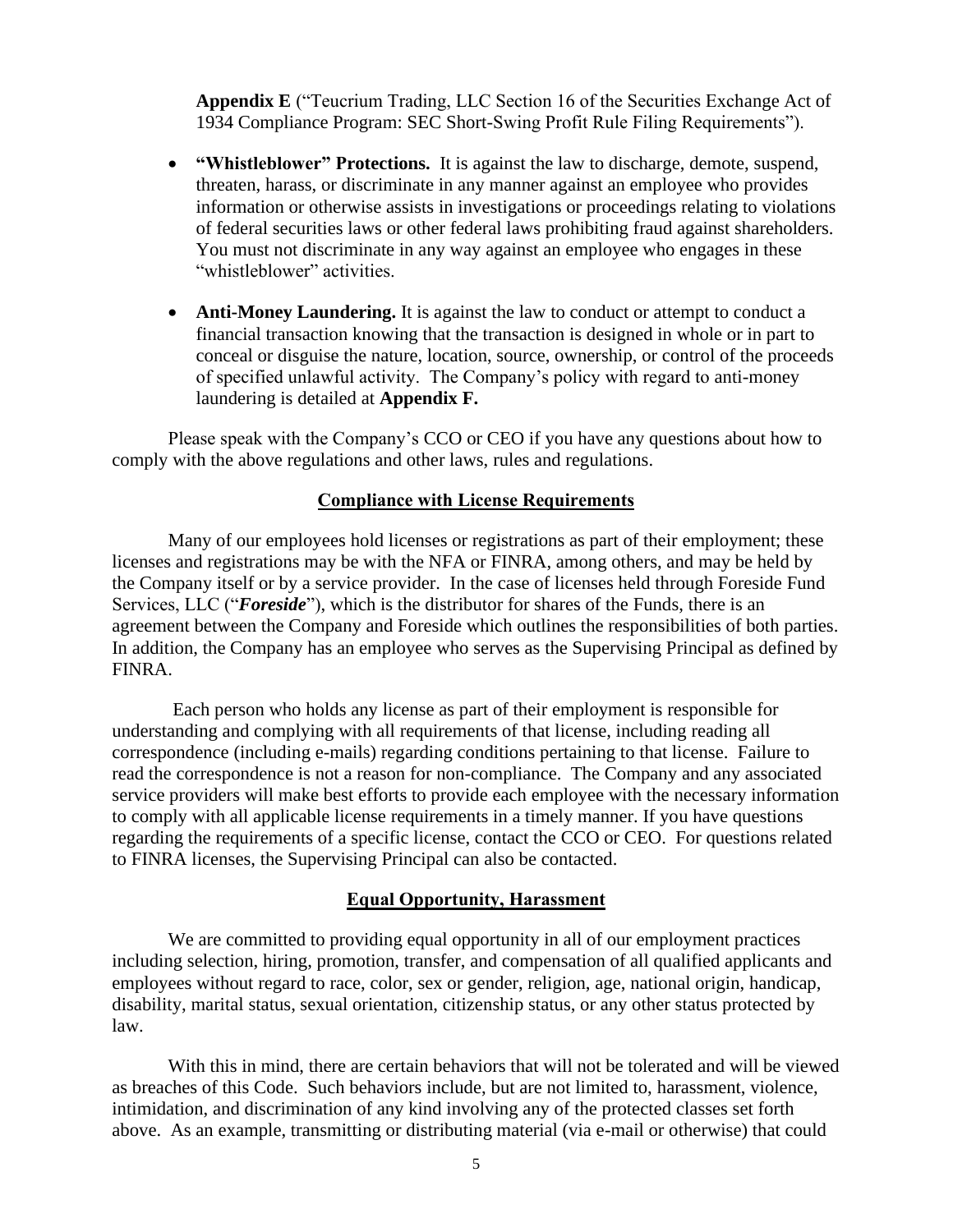**Appendix E** ("Teucrium Trading, LLC Section 16 of the Securities Exchange Act of 1934 Compliance Program: SEC Short-Swing Profit Rule Filing Requirements").

- **"Whistleblower" Protections.** It is against the law to discharge, demote, suspend, threaten, harass, or discriminate in any manner against an employee who provides information or otherwise assists in investigations or proceedings relating to violations of federal securities laws or other federal laws prohibiting fraud against shareholders. You must not discriminate in any way against an employee who engages in these "whistleblower" activities.

- **Anti-Money Laundering.** It is against the law to conduct or attempt to conduct a financial transaction knowing that the transaction is designed in whole or in part to conceal or disguise the nature, location, source, ownership, or control of the proceeds of specified unlawful activity. The Company's policy with regard to anti-money laundering is detailed at **Appendix F.**

Please speak with the Company's CCO or CEO if you have any questions about how to comply with the above regulations and other laws, rules and regulations.

## Compliance with License Requirements

Many of our employees hold licenses or registrations as part of their employment; these licenses and registrations may be with the NFA or FINRA, among others, and may be held by the Company itself or by a service provider. In the case of licenses held through Foreside Fund Services, LLC ("***Foreside***"), which is the distributor for shares of the Funds, there is an agreement between the Company and Foreside which outlines the responsibilities of both parties. In addition, the Company has an employee who serves as the Supervising Principal as defined by FINRA.

Each person who holds any license as part of their employment is responsible for understanding and complying with all requirements of that license, including reading all correspondence (including e-mails) regarding conditions pertaining to that license. Failure to read the correspondence is not a reason for non-compliance. The Company and any associated service providers will make best efforts to provide each employee with the necessary information to comply with all applicable license requirements in a timely manner. If you have questions regarding the requirements of a specific license, contact the CCO or CEO. For questions related to FINRA licenses, the Supervising Principal can also be contacted.

## Equal Opportunity, Harassment

We are committed to providing equal opportunity in all of our employment practices including selection, hiring, promotion, transfer, and compensation of all qualified applicants and employees without regard to race, color, sex or gender, religion, age, national origin, handicap, disability, marital status, sexual orientation, citizenship status, or any other status protected by law.

With this in mind, there are certain behaviors that will not be tolerated and will be viewed as breaches of this Code. Such behaviors include, but are not limited to, harassment, violence, intimidation, and discrimination of any kind involving any of the protected classes set forth above. As an example, transmitting or distributing material (via e-mail or otherwise) that could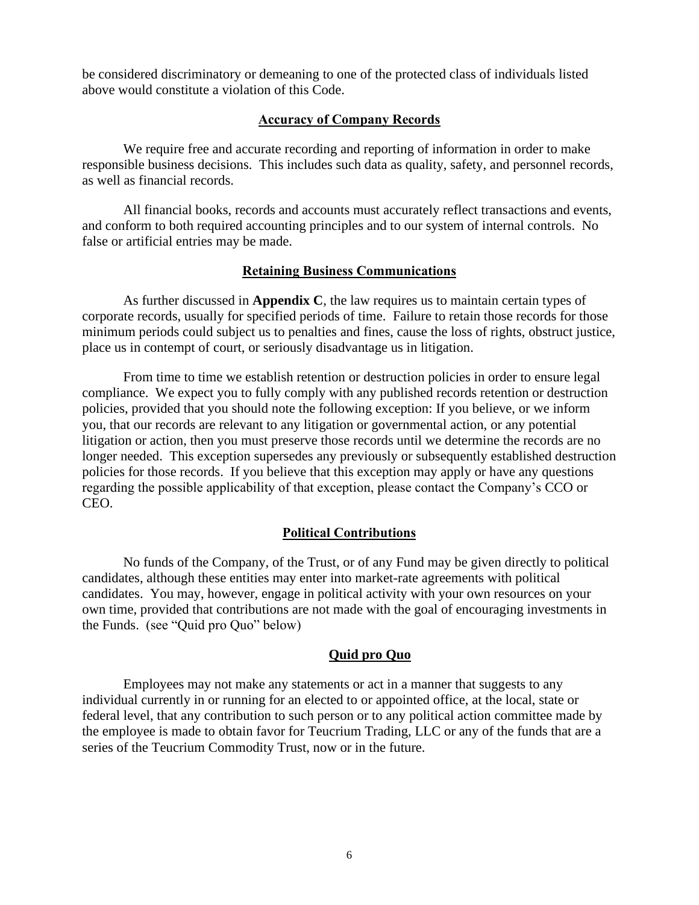be considered discriminatory or demeaning to one of the protected class of individuals listed above would constitute a violation of this Code.

## Accuracy of Company Records

We require free and accurate recording and reporting of information in order to make responsible business decisions. This includes such data as quality, safety, and personnel records, as well as financial records.

All financial books, records and accounts must accurately reflect transactions and events, and conform to both required accounting principles and to our system of internal controls. No false or artificial entries may be made.

## Retaining Business Communications

As further discussed in **Appendix C**, the law requires us to maintain certain types of corporate records, usually for specified periods of time. Failure to retain those records for those minimum periods could subject us to penalties and fines, cause the loss of rights, obstruct justice, place us in contempt of court, or seriously disadvantage us in litigation.

From time to time we establish retention or destruction policies in order to ensure legal compliance. We expect you to fully comply with any published records retention or destruction policies, provided that you should note the following exception: If you believe, or we inform you, that our records are relevant to any litigation or governmental action, or any potential litigation or action, then you must preserve those records until we determine the records are no longer needed. This exception supersedes any previously or subsequently established destruction policies for those records. If you believe that this exception may apply or have any questions regarding the possible applicability of that exception, please contact the Company's CCO or CEO.

## Political Contributions

No funds of the Company, of the Trust, or of any Fund may be given directly to political candidates, although these entities may enter into market-rate agreements with political candidates. You may, however, engage in political activity with your own resources on your own time, provided that contributions are not made with the goal of encouraging investments in the Funds. (see "Quid pro Quo" below)

## Quid pro Quo

Employees may not make any statements or act in a manner that suggests to any individual currently in or running for an elected to or appointed office, at the local, state or federal level, that any contribution to such person or to any political action committee made by the employee is made to obtain favor for Teucrium Trading, LLC or any of the funds that are a series of the Teucrium Commodity Trust, now or in the future.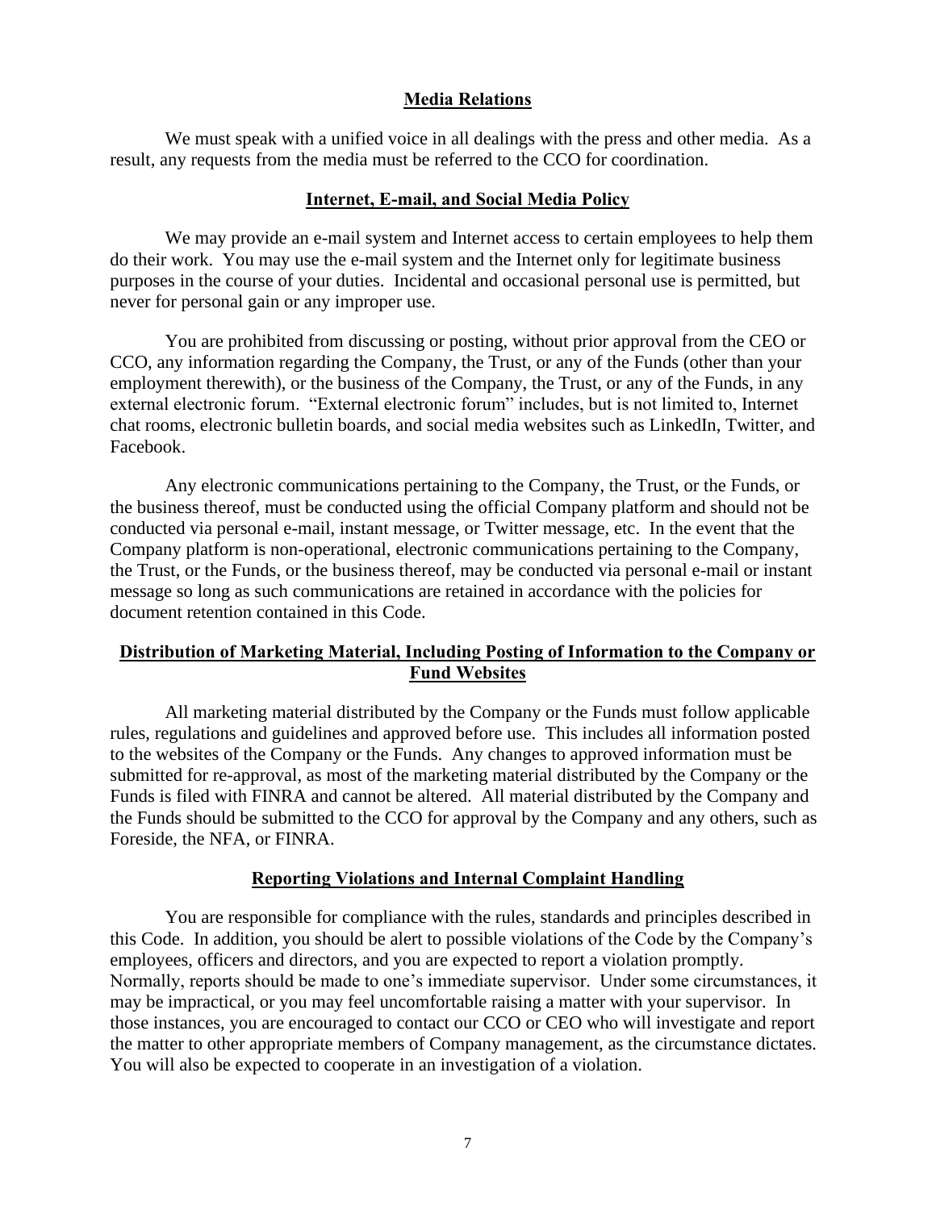## Media Relations

We must speak with a unified voice in all dealings with the press and other media. As a result, any requests from the media must be referred to the CCO for coordination.

## Internet, E-mail, and Social Media Policy

We may provide an e-mail system and Internet access to certain employees to help them do their work. You may use the e-mail system and the Internet only for legitimate business purposes in the course of your duties. Incidental and occasional personal use is permitted, but never for personal gain or any improper use.

You are prohibited from discussing or posting, without prior approval from the CEO or CCO, any information regarding the Company, the Trust, or any of the Funds (other than your employment therewith), or the business of the Company, the Trust, or any of the Funds, in any external electronic forum. "External electronic forum" includes, but is not limited to, Internet chat rooms, electronic bulletin boards, and social media websites such as LinkedIn, Twitter, and Facebook.

Any electronic communications pertaining to the Company, the Trust, or the Funds, or the business thereof, must be conducted using the official Company platform and should not be conducted via personal e-mail, instant message, or Twitter message, etc. In the event that the Company platform is non-operational, electronic communications pertaining to the Company, the Trust, or the Funds, or the business thereof, may be conducted via personal e-mail or instant message so long as such communications are retained in accordance with the policies for document retention contained in this Code.

## Distribution of Marketing Material, Including Posting of Information to the Company or Fund Websites

All marketing material distributed by the Company or the Funds must follow applicable rules, regulations and guidelines and approved before use. This includes all information posted to the websites of the Company or the Funds. Any changes to approved information must be submitted for re-approval, as most of the marketing material distributed by the Company or the Funds is filed with FINRA and cannot be altered. All material distributed by the Company and the Funds should be submitted to the CCO for approval by the Company and any others, such as Foreside, the NFA, or FINRA.

## Reporting Violations and Internal Complaint Handling

You are responsible for compliance with the rules, standards and principles described in this Code. In addition, you should be alert to possible violations of the Code by the Company's employees, officers and directors, and you are expected to report a violation promptly. Normally, reports should be made to one's immediate supervisor. Under some circumstances, it may be impractical, or you may feel uncomfortable raising a matter with your supervisor. In those instances, you are encouraged to contact our CCO or CEO who will investigate and report the matter to other appropriate members of Company management, as the circumstance dictates. You will also be expected to cooperate in an investigation of a violation.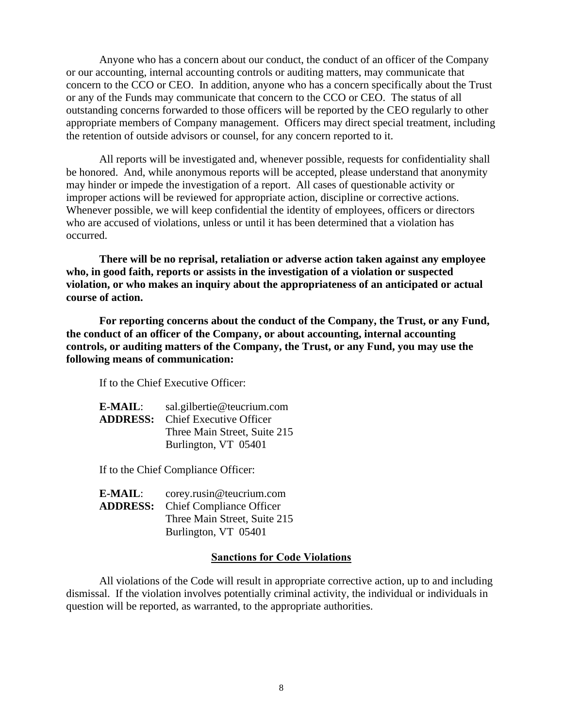Anyone who has a concern about our conduct, the conduct of an officer of the Company or our accounting, internal accounting controls or auditing matters, may communicate that concern to the CCO or CEO. In addition, anyone who has a concern specifically about the Trust or any of the Funds may communicate that concern to the CCO or CEO. The status of all outstanding concerns forwarded to those officers will be reported by the CEO regularly to other appropriate members of Company management. Officers may direct special treatment, including the retention of outside advisors or counsel, for any concern reported to it.

All reports will be investigated and, whenever possible, requests for confidentiality shall be honored. And, while anonymous reports will be accepted, please understand that anonymity may hinder or impede the investigation of a report. All cases of questionable activity or improper actions will be reviewed for appropriate action, discipline or corrective actions. Whenever possible, we will keep confidential the identity of employees, officers or directors who are accused of violations, unless or until it has been determined that a violation has occurred.

**There will be no reprisal, retaliation or adverse action taken against any employee who, in good faith, reports or assists in the investigation of a violation or suspected violation, or who makes an inquiry about the appropriateness of an anticipated or actual course of action.**

**For reporting concerns about the conduct of the Company, the Trust, or any Fund, the conduct of an officer of the Company, or about accounting, internal accounting controls, or auditing matters of the Company, the Trust, or any Fund, you may use the following means of communication:**

If to the Chief Executive Officer:

**E-MAIL**: sal.gilbertie@teucrium.com
**ADDRESS:** Chief Executive Officer
Three Main Street, Suite 215
Burlington, VT 05401

If to the Chief Compliance Officer:

**E-MAIL**: corey.rusin@teucrium.com
**ADDRESS:** Chief Compliance Officer
Three Main Street, Suite 215
Burlington, VT 05401

## Sanctions for Code Violations

All violations of the Code will result in appropriate corrective action, up to and including dismissal. If the violation involves potentially criminal activity, the individual or individuals in question will be reported, as warranted, to the appropriate authorities.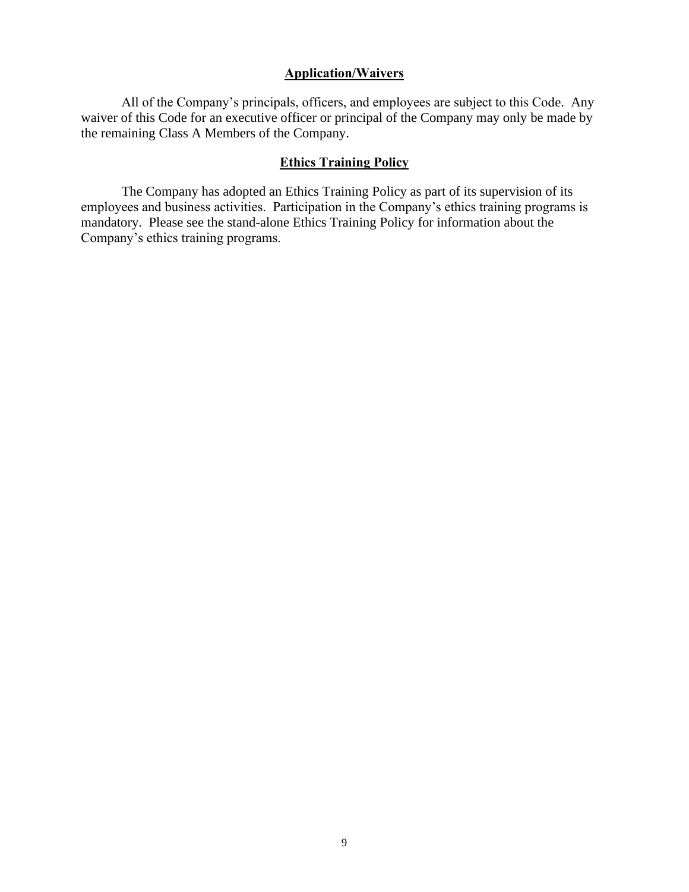## Application/Waivers

All of the Company's principals, officers, and employees are subject to this Code. Any waiver of this Code for an executive officer or principal of the Company may only be made by the remaining Class A Members of the Company.

## Ethics Training Policy

The Company has adopted an Ethics Training Policy as part of its supervision of its employees and business activities. Participation in the Company's ethics training programs is mandatory. Please see the stand-alone Ethics Training Policy for information about the Company's ethics training programs.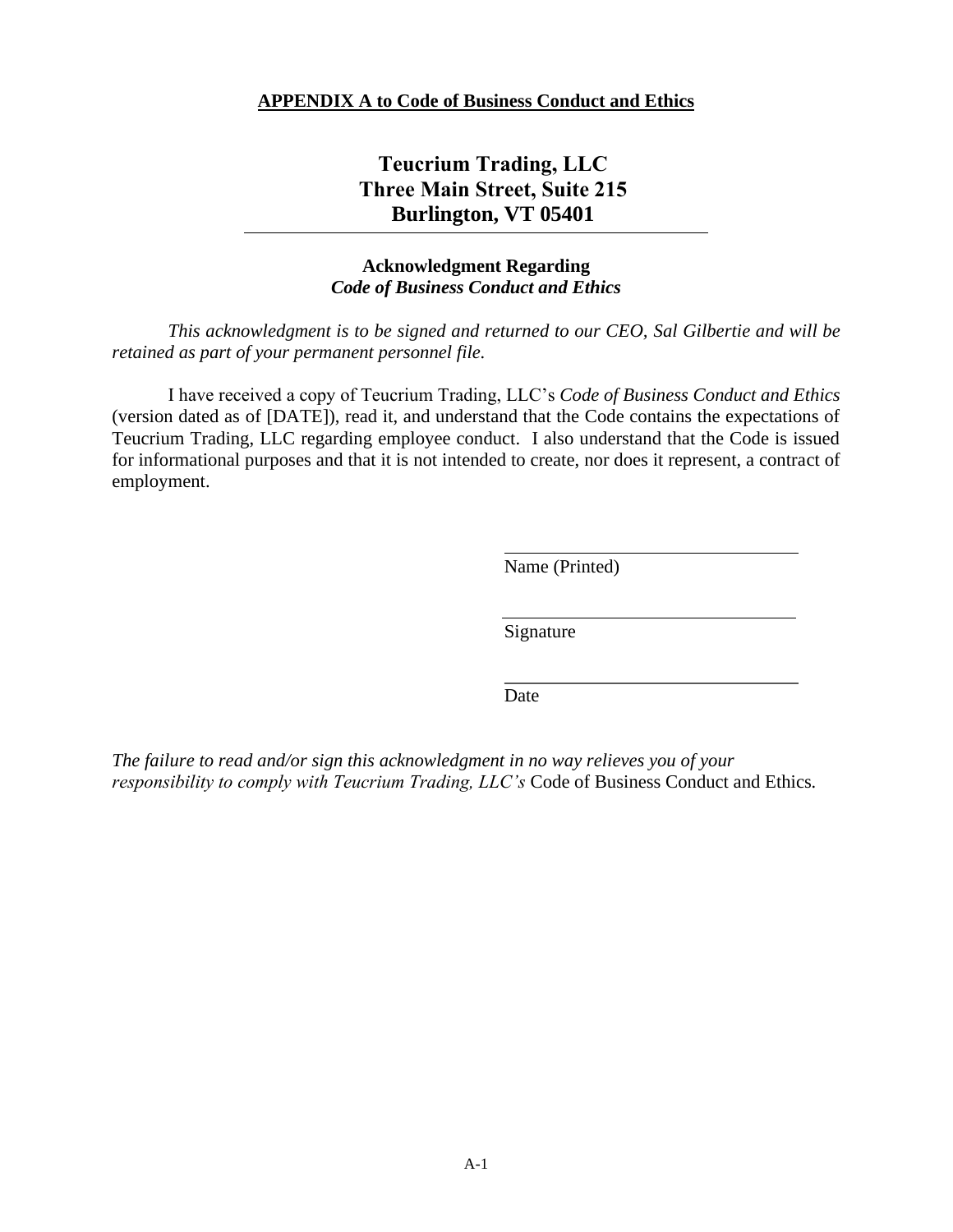**APPENDIX A to Code of Business Conduct and Ethics**

# Teucrium Trading, LLC
# Three Main Street, Suite 215
# Burlington, VT 05401

---

**Acknowledgment Regarding**
***Code of Business Conduct and Ethics***

*This acknowledgment is to be signed and returned to our CEO, Sal Gilbertie and will be retained as part of your permanent personnel file.*

I have received a copy of Teucrium Trading, LLC's *Code of Business Conduct and Ethics* (version dated as of [DATE]), read it, and understand that the Code contains the expectations of Teucrium Trading, LLC regarding employee conduct. I also understand that the Code is issued for informational purposes and that it is not intended to create, nor does it represent, a contract of employment.

\_\_\_\_\_\_\_\_\_\_\_\_\_\_\_\_\_\_\_\_\_\_\_\_\_\_\_\_\_\_\_\_
Name (Printed)

\_\_\_\_\_\_\_\_\_\_\_\_\_\_\_\_\_\_\_\_\_\_\_\_\_\_\_\_\_\_\_\_
Signature

\_\_\_\_\_\_\_\_\_\_\_\_\_\_\_\_\_\_\_\_\_\_\_\_\_\_\_\_\_\_\_\_
Date

*The failure to read and/or sign this acknowledgment in no way relieves you of your responsibility to comply with Teucrium Trading, LLC's* Code of Business Conduct and Ethics.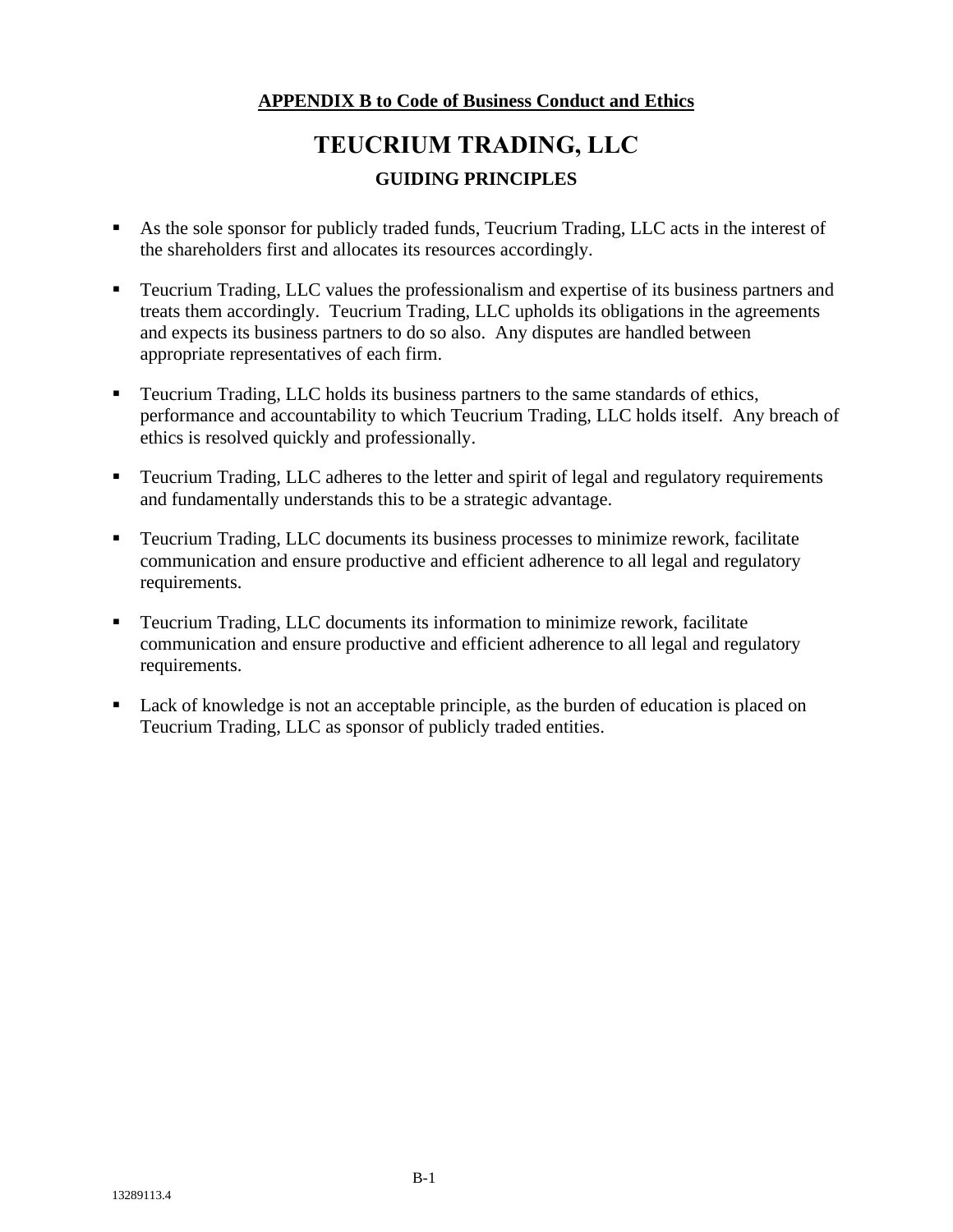**APPENDIX B to Code of Business Conduct and Ethics**

# TEUCRIUM TRADING, LLC

## GUIDING PRINCIPLES

- As the sole sponsor for publicly traded funds, Teucrium Trading, LLC acts in the interest of the shareholders first and allocates its resources accordingly.

- Teucrium Trading, LLC values the professionalism and expertise of its business partners and treats them accordingly. Teucrium Trading, LLC upholds its obligations in the agreements and expects its business partners to do so also. Any disputes are handled between appropriate representatives of each firm.

- Teucrium Trading, LLC holds its business partners to the same standards of ethics, performance and accountability to which Teucrium Trading, LLC holds itself. Any breach of ethics is resolved quickly and professionally.

- Teucrium Trading, LLC adheres to the letter and spirit of legal and regulatory requirements and fundamentally understands this to be a strategic advantage.

- Teucrium Trading, LLC documents its business processes to minimize rework, facilitate communication and ensure productive and efficient adherence to all legal and regulatory requirements.

- Teucrium Trading, LLC documents its information to minimize rework, facilitate communication and ensure productive and efficient adherence to all legal and regulatory requirements.

- Lack of knowledge is not an acceptable principle, as the burden of education is placed on Teucrium Trading, LLC as sponsor of publicly traded entities.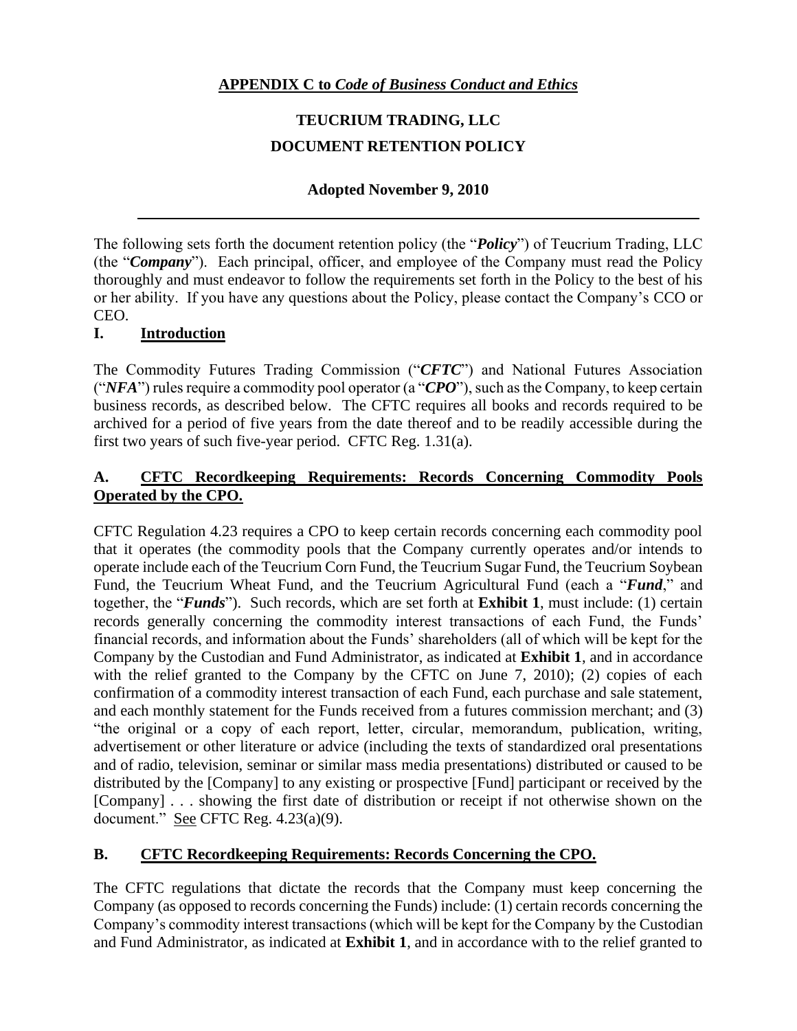**APPENDIX C to *Code of Business Conduct and Ethics***

# TEUCRIUM TRADING, LLC
# DOCUMENT RETENTION POLICY

**Adopted November 9, 2010**

---

The following sets forth the document retention policy (the "***Policy***") of Teucrium Trading, LLC (the "***Company***"). Each principal, officer, and employee of the Company must read the Policy thoroughly and must endeavor to follow the requirements set forth in the Policy to the best of his or her ability. If you have any questions about the Policy, please contact the Company's CCO or CEO.

## I. Introduction

The Commodity Futures Trading Commission ("***CFTC***") and National Futures Association ("***NFA***") rules require a commodity pool operator (a "***CPO***"), such as the Company, to keep certain business records, as described below. The CFTC requires all books and records required to be archived for a period of five years from the date thereof and to be readily accessible during the first two years of such five-year period. CFTC Reg. 1.31(a).

### A. CFTC Recordkeeping Requirements: Records Concerning Commodity Pools Operated by the CPO.

CFTC Regulation 4.23 requires a CPO to keep certain records concerning each commodity pool that it operates (the commodity pools that the Company currently operates and/or intends to operate include each of the Teucrium Corn Fund, the Teucrium Sugar Fund, the Teucrium Soybean Fund, the Teucrium Wheat Fund, and the Teucrium Agricultural Fund (each a "***Fund***," and together, the "***Funds***"). Such records, which are set forth at **Exhibit 1**, must include: (1) certain records generally concerning the commodity interest transactions of each Fund, the Funds' financial records, and information about the Funds' shareholders (all of which will be kept for the Company by the Custodian and Fund Administrator, as indicated at **Exhibit 1**, and in accordance with the relief granted to the Company by the CFTC on June 7, 2010); (2) copies of each confirmation of a commodity interest transaction of each Fund, each purchase and sale statement, and each monthly statement for the Funds received from a futures commission merchant; and (3) "the original or a copy of each report, letter, circular, memorandum, publication, writing, advertisement or other literature or advice (including the texts of standardized oral presentations and of radio, television, seminar or similar mass media presentations) distributed or caused to be distributed by the [Company] to any existing or prospective [Fund] participant or received by the [Company] . . . showing the first date of distribution or receipt if not otherwise shown on the document." See CFTC Reg. 4.23(a)(9).

### B. CFTC Recordkeeping Requirements: Records Concerning the CPO.

The CFTC regulations that dictate the records that the Company must keep concerning the Company (as opposed to records concerning the Funds) include: (1) certain records concerning the Company's commodity interest transactions (which will be kept for the Company by the Custodian and Fund Administrator, as indicated at **Exhibit 1**, and in accordance with to the relief granted to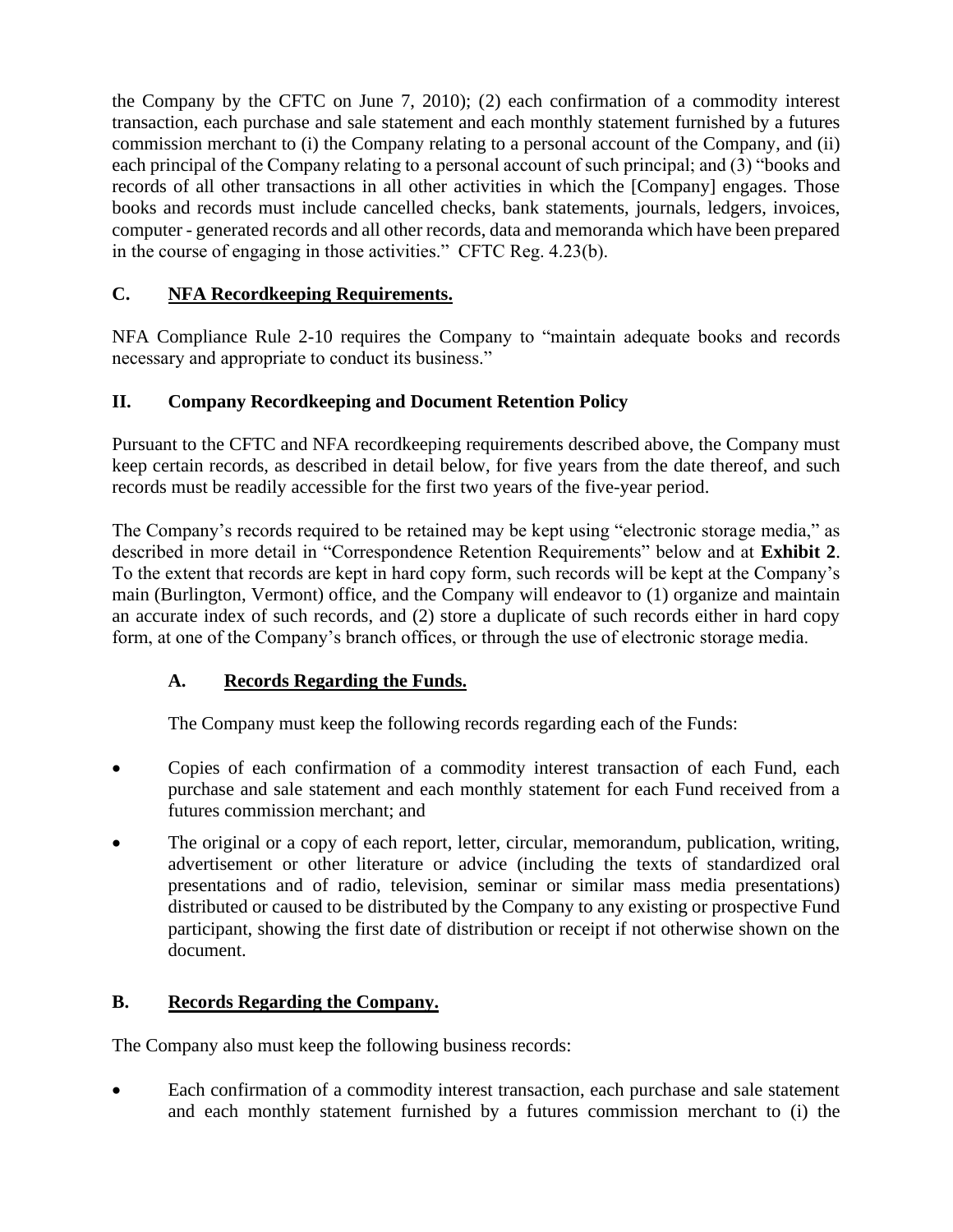the Company by the CFTC on June 7, 2010); (2) each confirmation of a commodity interest transaction, each purchase and sale statement and each monthly statement furnished by a futures commission merchant to (i) the Company relating to a personal account of the Company, and (ii) each principal of the Company relating to a personal account of such principal; and (3) "books and records of all other transactions in all other activities in which the [Company] engages. Those books and records must include cancelled checks, bank statements, journals, ledgers, invoices, computer - generated records and all other records, data and memoranda which have been prepared in the course of engaging in those activities." CFTC Reg. 4.23(b).

### C. NFA Recordkeeping Requirements.

NFA Compliance Rule 2-10 requires the Company to "maintain adequate books and records necessary and appropriate to conduct its business."

## II. Company Recordkeeping and Document Retention Policy

Pursuant to the CFTC and NFA recordkeeping requirements described above, the Company must keep certain records, as described in detail below, for five years from the date thereof, and such records must be readily accessible for the first two years of the five-year period.

The Company's records required to be retained may be kept using "electronic storage media," as described in more detail in "Correspondence Retention Requirements" below and at **Exhibit 2**. To the extent that records are kept in hard copy form, such records will be kept at the Company's main (Burlington, Vermont) office, and the Company will endeavor to (1) organize and maintain an accurate index of such records, and (2) store a duplicate of such records either in hard copy form, at one of the Company's branch offices, or through the use of electronic storage media.

### A. Records Regarding the Funds.

The Company must keep the following records regarding each of the Funds:

- Copies of each confirmation of a commodity interest transaction of each Fund, each purchase and sale statement and each monthly statement for each Fund received from a futures commission merchant; and
- The original or a copy of each report, letter, circular, memorandum, publication, writing, advertisement or other literature or advice (including the texts of standardized oral presentations and of radio, television, seminar or similar mass media presentations) distributed or caused to be distributed by the Company to any existing or prospective Fund participant, showing the first date of distribution or receipt if not otherwise shown on the document.

### B. Records Regarding the Company.

The Company also must keep the following business records:

- Each confirmation of a commodity interest transaction, each purchase and sale statement and each monthly statement furnished by a futures commission merchant to (i) the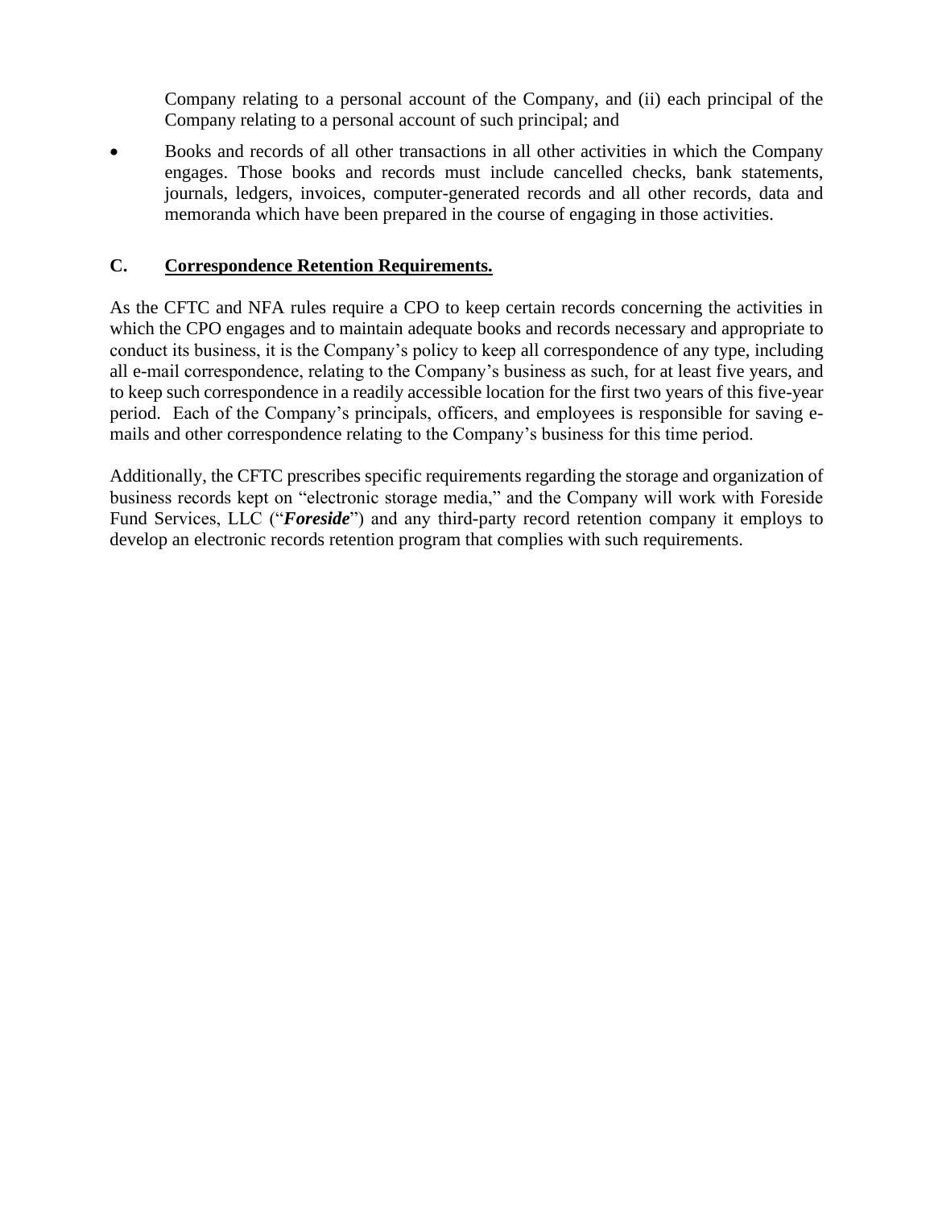Company relating to a personal account of the Company, and (ii) each principal of the Company relating to a personal account of such principal; and

- Books and records of all other transactions in all other activities in which the Company engages. Those books and records must include cancelled checks, bank statements, journals, ledgers, invoices, computer-generated records and all other records, data and memoranda which have been prepared in the course of engaging in those activities.

## C. Correspondence Retention Requirements.

As the CFTC and NFA rules require a CPO to keep certain records concerning the activities in which the CPO engages and to maintain adequate books and records necessary and appropriate to conduct its business, it is the Company's policy to keep all correspondence of any type, including all e-mail correspondence, relating to the Company's business as such, for at least five years, and to keep such correspondence in a readily accessible location for the first two years of this five-year period. Each of the Company's principals, officers, and employees is responsible for saving e-mails and other correspondence relating to the Company's business for this time period.

Additionally, the CFTC prescribes specific requirements regarding the storage and organization of business records kept on "electronic storage media," and the Company will work with Foreside Fund Services, LLC ("***Foreside***") and any third-party record retention company it employs to develop an electronic records retention program that complies with such requirements.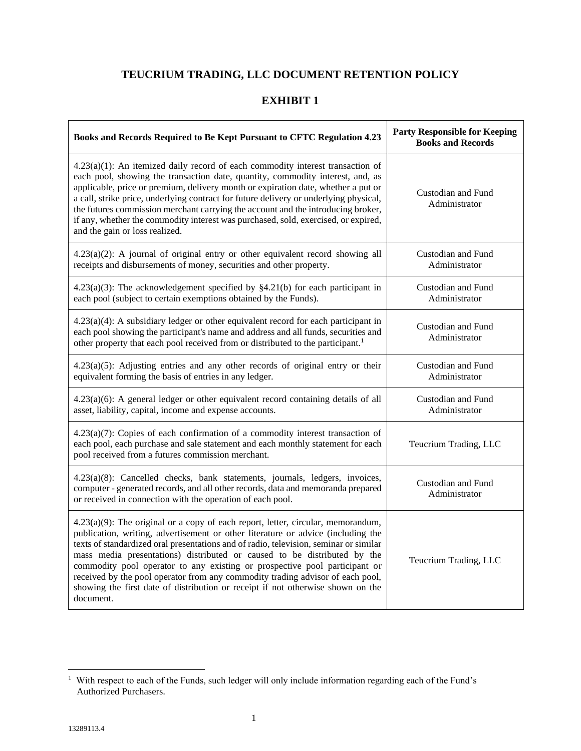# TEUCRIUM TRADING, LLC DOCUMENT RETENTION POLICY

## EXHIBIT 1

| Books and Records Required to Be Kept Pursuant to CFTC Regulation 4.23 | Party Responsible for Keeping Books and Records |
|---|---|
| 4.23(a)(1): An itemized daily record of each commodity interest transaction of each pool, showing the transaction date, quantity, commodity interest, and, as applicable, price or premium, delivery month or expiration date, whether a put or a call, strike price, underlying contract for future delivery or underlying physical, the futures commission merchant carrying the account and the introducing broker, if any, whether the commodity interest was purchased, sold, exercised, or expired, and the gain or loss realized. | Custodian and Fund Administrator |
| 4.23(a)(2): A journal of original entry or other equivalent record showing all receipts and disbursements of money, securities and other property. | Custodian and Fund Administrator |
| 4.23(a)(3): The acknowledgement specified by §4.21(b) for each participant in each pool (subject to certain exemptions obtained by the Funds). | Custodian and Fund Administrator |
| 4.23(a)(4): A subsidiary ledger or other equivalent record for each participant in each pool showing the participant's name and address and all funds, securities and other property that each pool received from or distributed to the participant.[1] | Custodian and Fund Administrator |
| 4.23(a)(5): Adjusting entries and any other records of original entry or their equivalent forming the basis of entries in any ledger. | Custodian and Fund Administrator |
| 4.23(a)(6): A general ledger or other equivalent record containing details of all asset, liability, capital, income and expense accounts. | Custodian and Fund Administrator |
| 4.23(a)(7): Copies of each confirmation of a commodity interest transaction of each pool, each purchase and sale statement and each monthly statement for each pool received from a futures commission merchant. | Teucrium Trading, LLC |
| 4.23(a)(8): Cancelled checks, bank statements, journals, ledgers, invoices, computer - generated records, and all other records, data and memoranda prepared or received in connection with the operation of each pool. | Custodian and Fund Administrator |
| 4.23(a)(9): The original or a copy of each report, letter, circular, memorandum, publication, writing, advertisement or other literature or advice (including the texts of standardized oral presentations and of radio, television, seminar or similar mass media presentations) distributed or caused to be distributed by the commodity pool operator to any existing or prospective pool participant or received by the pool operator from any commodity trading advisor of each pool, showing the first date of distribution or receipt if not otherwise shown on the document. | Teucrium Trading, LLC |

[1] With respect to each of the Funds, such ledger will only include information regarding each of the Fund's Authorized Purchasers.

13289113.4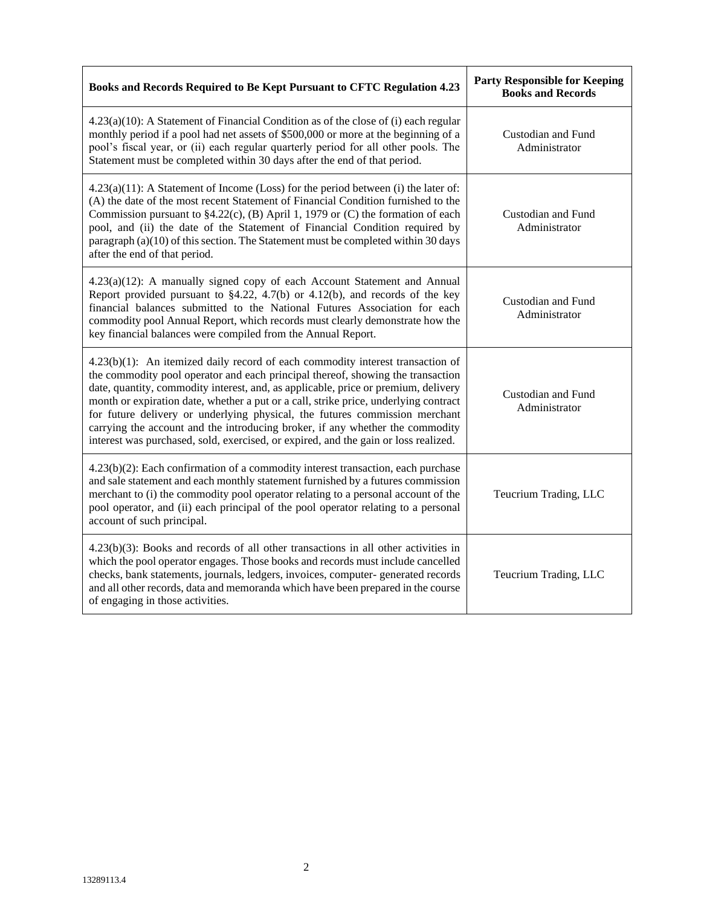| Books and Records Required to Be Kept Pursuant to CFTC Regulation 4.23 | Party Responsible for Keeping Books and Records |
|---|---|
| 4.23(a)(10): A Statement of Financial Condition as of the close of (i) each regular monthly period if a pool had net assets of $500,000 or more at the beginning of a pool's fiscal year, or (ii) each regular quarterly period for all other pools. The Statement must be completed within 30 days after the end of that period. | Custodian and Fund Administrator |
| 4.23(a)(11): A Statement of Income (Loss) for the period between (i) the later of: (A) the date of the most recent Statement of Financial Condition furnished to the Commission pursuant to §4.22(c), (B) April 1, 1979 or (C) the formation of each pool, and (ii) the date of the Statement of Financial Condition required by paragraph (a)(10) of this section. The Statement must be completed within 30 days after the end of that period. | Custodian and Fund Administrator |
| 4.23(a)(12): A manually signed copy of each Account Statement and Annual Report provided pursuant to §4.22, 4.7(b) or 4.12(b), and records of the key financial balances submitted to the National Futures Association for each commodity pool Annual Report, which records must clearly demonstrate how the key financial balances were compiled from the Annual Report. | Custodian and Fund Administrator |
| 4.23(b)(1): An itemized daily record of each commodity interest transaction of the commodity pool operator and each principal thereof, showing the transaction date, quantity, commodity interest, and, as applicable, price or premium, delivery month or expiration date, whether a put or a call, strike price, underlying contract for future delivery or underlying physical, the futures commission merchant carrying the account and the introducing broker, if any whether the commodity interest was purchased, sold, exercised, or expired, and the gain or loss realized. | Custodian and Fund Administrator |
| 4.23(b)(2): Each confirmation of a commodity interest transaction, each purchase and sale statement and each monthly statement furnished by a futures commission merchant to (i) the commodity pool operator relating to a personal account of the pool operator, and (ii) each principal of the pool operator relating to a personal account of such principal. | Teucrium Trading, LLC |
| 4.23(b)(3): Books and records of all other transactions in all other activities in which the pool operator engages. Those books and records must include cancelled checks, bank statements, journals, ledgers, invoices, computer- generated records and all other records, data and memoranda which have been prepared in the course of engaging in those activities. | Teucrium Trading, LLC |

13289113.4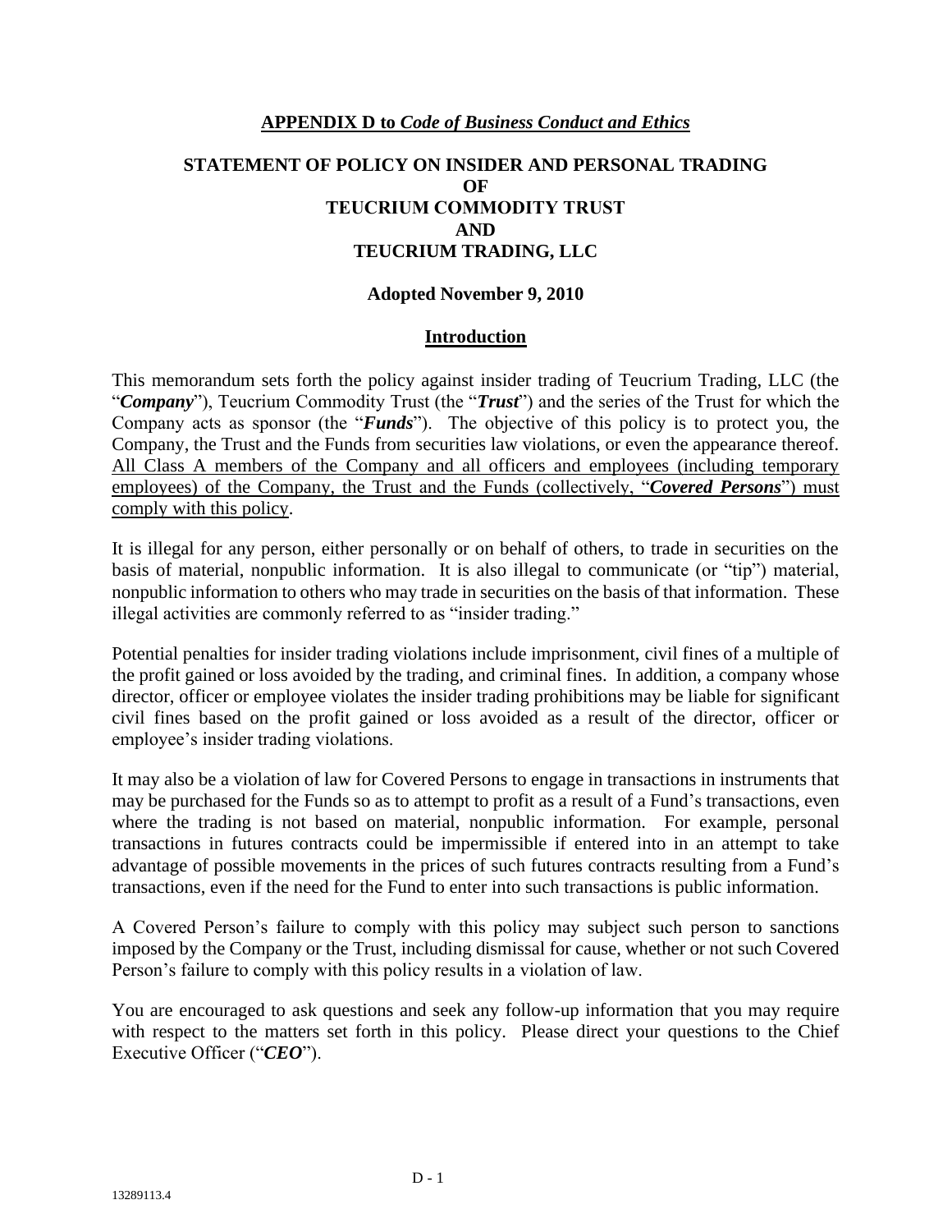**APPENDIX D to *Code of Business Conduct and Ethics***

**STATEMENT OF POLICY ON INSIDER AND PERSONAL TRADING**
**OF**
**TEUCRIUM COMMODITY TRUST**
**AND**
**TEUCRIUM TRADING, LLC**

**Adopted November 9, 2010**

## Introduction

This memorandum sets forth the policy against insider trading of Teucrium Trading, LLC (the "***Company***"), Teucrium Commodity Trust (the "***Trust***") and the series of the Trust for which the Company acts as sponsor (the "***Funds***"). The objective of this policy is to protect you, the Company, the Trust and the Funds from securities law violations, or even the appearance thereof. All Class A members of the Company and all officers and employees (including temporary employees) of the Company, the Trust and the Funds (collectively, "***Covered Persons***") must comply with this policy.

It is illegal for any person, either personally or on behalf of others, to trade in securities on the basis of material, nonpublic information. It is also illegal to communicate (or "tip") material, nonpublic information to others who may trade in securities on the basis of that information. These illegal activities are commonly referred to as "insider trading."

Potential penalties for insider trading violations include imprisonment, civil fines of a multiple of the profit gained or loss avoided by the trading, and criminal fines. In addition, a company whose director, officer or employee violates the insider trading prohibitions may be liable for significant civil fines based on the profit gained or loss avoided as a result of the director, officer or employee's insider trading violations.

It may also be a violation of law for Covered Persons to engage in transactions in instruments that may be purchased for the Funds so as to attempt to profit as a result of a Fund's transactions, even where the trading is not based on material, nonpublic information. For example, personal transactions in futures contracts could be impermissible if entered into in an attempt to take advantage of possible movements in the prices of such futures contracts resulting from a Fund's transactions, even if the need for the Fund to enter into such transactions is public information.

A Covered Person's failure to comply with this policy may subject such person to sanctions imposed by the Company or the Trust, including dismissal for cause, whether or not such Covered Person's failure to comply with this policy results in a violation of law.

You are encouraged to ask questions and seek any follow-up information that you may require with respect to the matters set forth in this policy. Please direct your questions to the Chief Executive Officer ("***CEO***").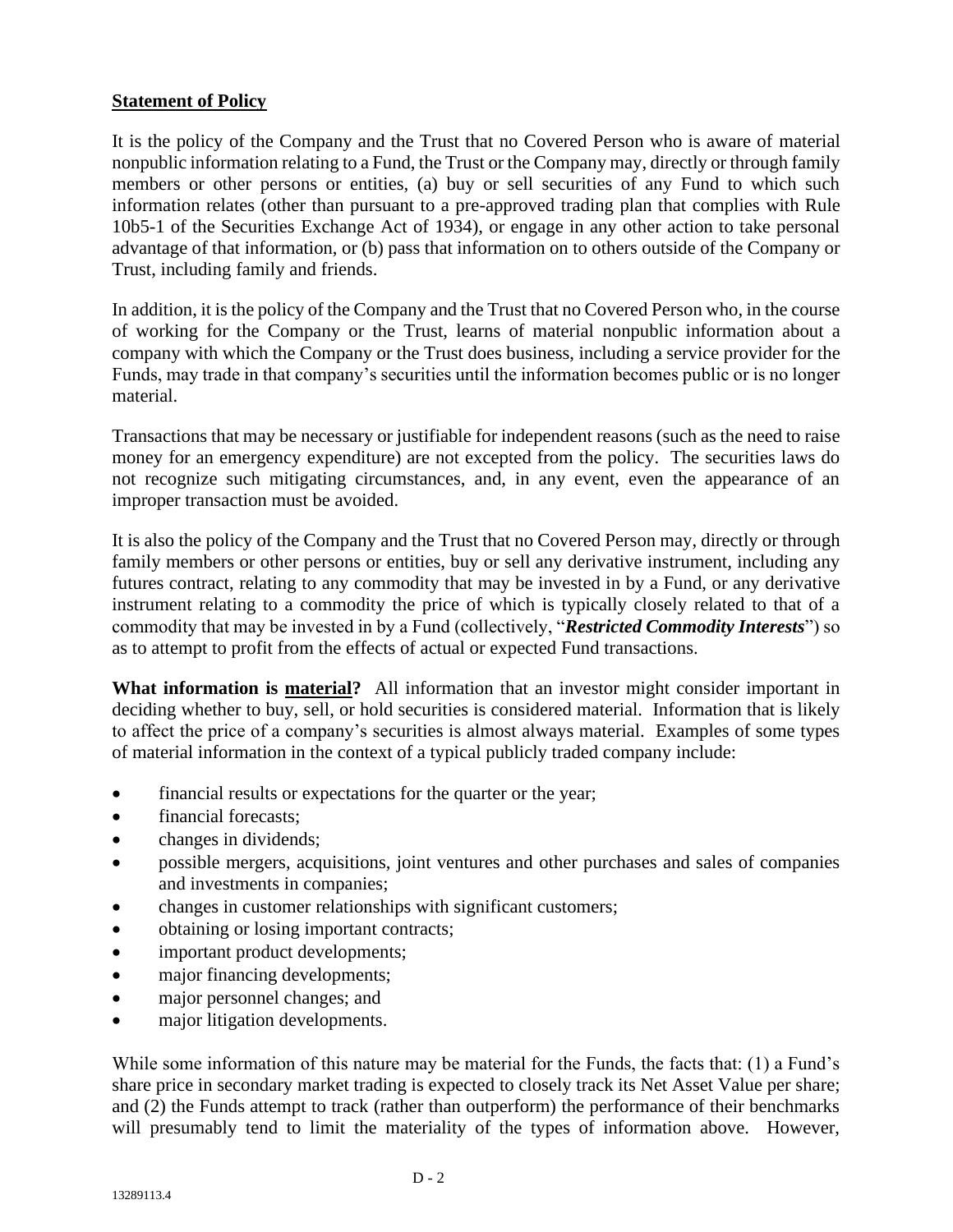**Statement of Policy**

It is the policy of the Company and the Trust that no Covered Person who is aware of material nonpublic information relating to a Fund, the Trust or the Company may, directly or through family members or other persons or entities, (a) buy or sell securities of any Fund to which such information relates (other than pursuant to a pre-approved trading plan that complies with Rule 10b5-1 of the Securities Exchange Act of 1934), or engage in any other action to take personal advantage of that information, or (b) pass that information on to others outside of the Company or Trust, including family and friends.

In addition, it is the policy of the Company and the Trust that no Covered Person who, in the course of working for the Company or the Trust, learns of material nonpublic information about a company with which the Company or the Trust does business, including a service provider for the Funds, may trade in that company's securities until the information becomes public or is no longer material.

Transactions that may be necessary or justifiable for independent reasons (such as the need to raise money for an emergency expenditure) are not excepted from the policy. The securities laws do not recognize such mitigating circumstances, and, in any event, even the appearance of an improper transaction must be avoided.

It is also the policy of the Company and the Trust that no Covered Person may, directly or through family members or other persons or entities, buy or sell any derivative instrument, including any futures contract, relating to any commodity that may be invested in by a Fund, or any derivative instrument relating to a commodity the price of which is typically closely related to that of a commodity that may be invested in by a Fund (collectively, "***Restricted Commodity Interests***") so as to attempt to profit from the effects of actual or expected Fund transactions.

**What information is material?** All information that an investor might consider important in deciding whether to buy, sell, or hold securities is considered material. Information that is likely to affect the price of a company's securities is almost always material. Examples of some types of material information in the context of a typical publicly traded company include:

- financial results or expectations for the quarter or the year;
- financial forecasts;
- changes in dividends;
- possible mergers, acquisitions, joint ventures and other purchases and sales of companies and investments in companies;
- changes in customer relationships with significant customers;
- obtaining or losing important contracts;
- important product developments;
- major financing developments;
- major personnel changes; and
- major litigation developments.

While some information of this nature may be material for the Funds, the facts that: (1) a Fund's share price in secondary market trading is expected to closely track its Net Asset Value per share; and (2) the Funds attempt to track (rather than outperform) the performance of their benchmarks will presumably tend to limit the materiality of the types of information above. However,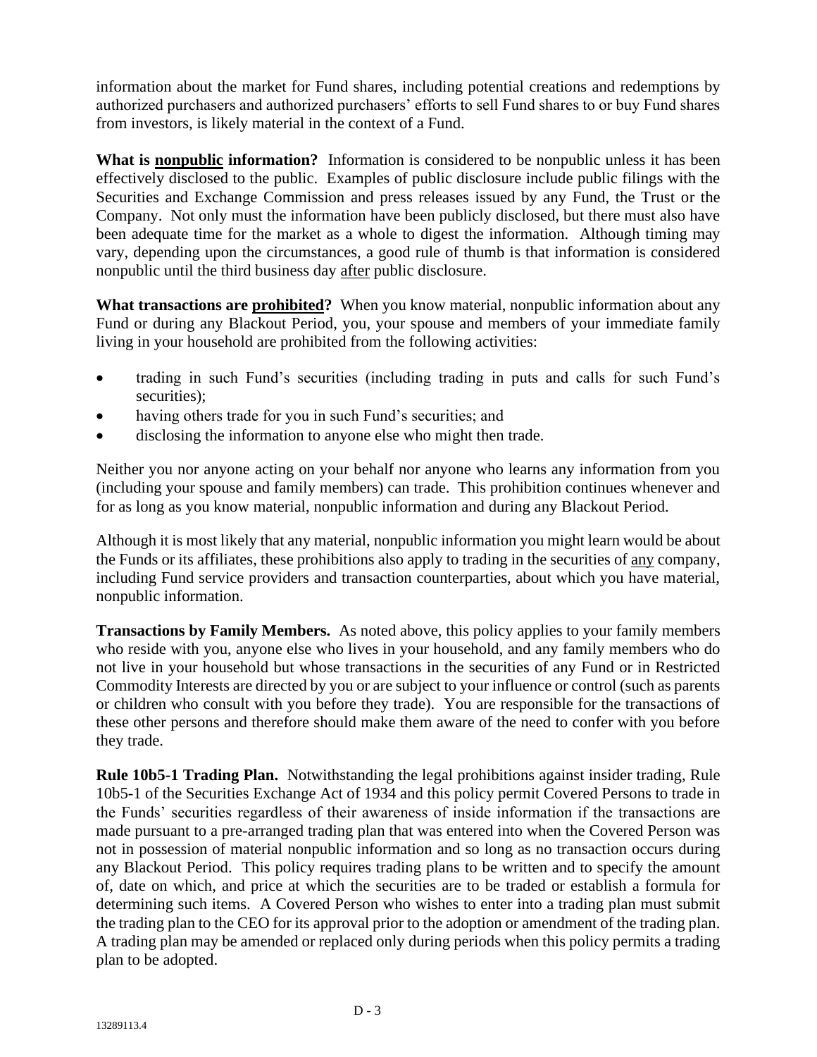information about the market for Fund shares, including potential creations and redemptions by authorized purchasers and authorized purchasers' efforts to sell Fund shares to or buy Fund shares from investors, is likely material in the context of a Fund.

**What is <u>nonpublic</u> information?** Information is considered to be nonpublic unless it has been effectively disclosed to the public. Examples of public disclosure include public filings with the Securities and Exchange Commission and press releases issued by any Fund, the Trust or the Company. Not only must the information have been publicly disclosed, but there must also have been adequate time for the market as a whole to digest the information. Although timing may vary, depending upon the circumstances, a good rule of thumb is that information is considered nonpublic until the third business day <u>after</u> public disclosure.

**What transactions are <u>prohibited</u>?** When you know material, nonpublic information about any Fund or during any Blackout Period, you, your spouse and members of your immediate family living in your household are prohibited from the following activities:

- trading in such Fund's securities (including trading in puts and calls for such Fund's securities);
- having others trade for you in such Fund's securities; and
- disclosing the information to anyone else who might then trade.

Neither you nor anyone acting on your behalf nor anyone who learns any information from you (including your spouse and family members) can trade. This prohibition continues whenever and for as long as you know material, nonpublic information and during any Blackout Period.

Although it is most likely that any material, nonpublic information you might learn would be about the Funds or its affiliates, these prohibitions also apply to trading in the securities of <u>any</u> company, including Fund service providers and transaction counterparties, about which you have material, nonpublic information.

**Transactions by Family Members.** As noted above, this policy applies to your family members who reside with you, anyone else who lives in your household, and any family members who do not live in your household but whose transactions in the securities of any Fund or in Restricted Commodity Interests are directed by you or are subject to your influence or control (such as parents or children who consult with you before they trade). You are responsible for the transactions of these other persons and therefore should make them aware of the need to confer with you before they trade.

**Rule 10b5-1 Trading Plan.** Notwithstanding the legal prohibitions against insider trading, Rule 10b5-1 of the Securities Exchange Act of 1934 and this policy permit Covered Persons to trade in the Funds' securities regardless of their awareness of inside information if the transactions are made pursuant to a pre-arranged trading plan that was entered into when the Covered Person was not in possession of material nonpublic information and so long as no transaction occurs during any Blackout Period. This policy requires trading plans to be written and to specify the amount of, date on which, and price at which the securities are to be traded or establish a formula for determining such items. A Covered Person who wishes to enter into a trading plan must submit the trading plan to the CEO for its approval prior to the adoption or amendment of the trading plan. A trading plan may be amended or replaced only during periods when this policy permits a trading plan to be adopted.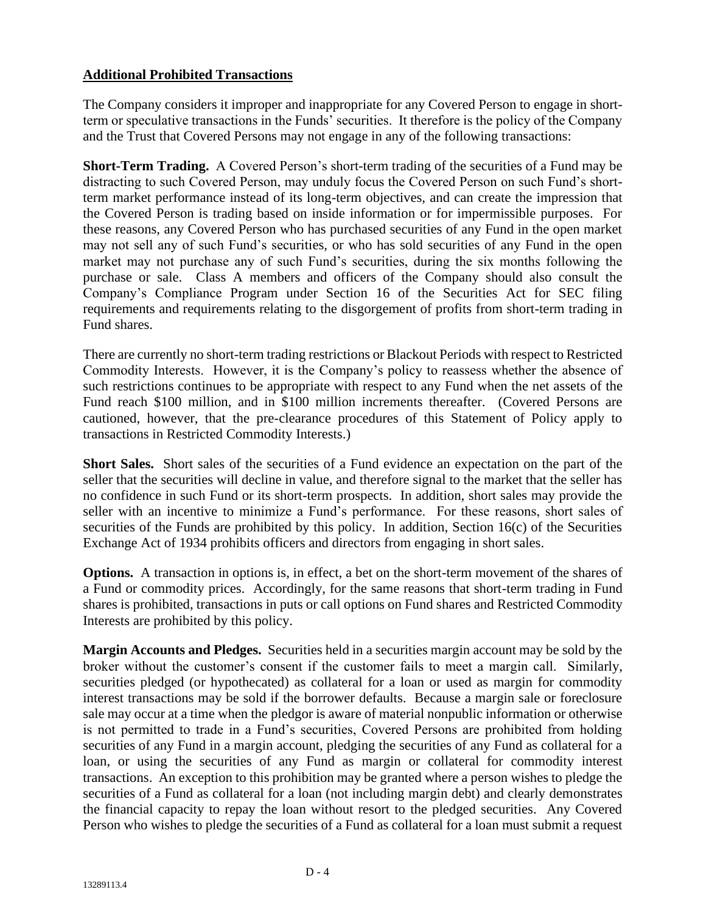## Additional Prohibited Transactions

The Company considers it improper and inappropriate for any Covered Person to engage in short-term or speculative transactions in the Funds' securities. It therefore is the policy of the Company and the Trust that Covered Persons may not engage in any of the following transactions:

**Short-Term Trading.** A Covered Person's short-term trading of the securities of a Fund may be distracting to such Covered Person, may unduly focus the Covered Person on such Fund's short-term market performance instead of its long-term objectives, and can create the impression that the Covered Person is trading based on inside information or for impermissible purposes. For these reasons, any Covered Person who has purchased securities of any Fund in the open market may not sell any of such Fund's securities, or who has sold securities of any Fund in the open market may not purchase any of such Fund's securities, during the six months following the purchase or sale. Class A members and officers of the Company should also consult the Company's Compliance Program under Section 16 of the Securities Act for SEC filing requirements and requirements relating to the disgorgement of profits from short-term trading in Fund shares.

There are currently no short-term trading restrictions or Blackout Periods with respect to Restricted Commodity Interests. However, it is the Company's policy to reassess whether the absence of such restrictions continues to be appropriate with respect to any Fund when the net assets of the Fund reach $100 million, and in $100 million increments thereafter. (Covered Persons are cautioned, however, that the pre-clearance procedures of this Statement of Policy apply to transactions in Restricted Commodity Interests.)

**Short Sales.** Short sales of the securities of a Fund evidence an expectation on the part of the seller that the securities will decline in value, and therefore signal to the market that the seller has no confidence in such Fund or its short-term prospects. In addition, short sales may provide the seller with an incentive to minimize a Fund's performance. For these reasons, short sales of securities of the Funds are prohibited by this policy. In addition, Section 16(c) of the Securities Exchange Act of 1934 prohibits officers and directors from engaging in short sales.

**Options.** A transaction in options is, in effect, a bet on the short-term movement of the shares of a Fund or commodity prices. Accordingly, for the same reasons that short-term trading in Fund shares is prohibited, transactions in puts or call options on Fund shares and Restricted Commodity Interests are prohibited by this policy.

**Margin Accounts and Pledges.** Securities held in a securities margin account may be sold by the broker without the customer's consent if the customer fails to meet a margin call. Similarly, securities pledged (or hypothecated) as collateral for a loan or used as margin for commodity interest transactions may be sold if the borrower defaults. Because a margin sale or foreclosure sale may occur at a time when the pledgor is aware of material nonpublic information or otherwise is not permitted to trade in a Fund's securities, Covered Persons are prohibited from holding securities of any Fund in a margin account, pledging the securities of any Fund as collateral for a loan, or using the securities of any Fund as margin or collateral for commodity interest transactions. An exception to this prohibition may be granted where a person wishes to pledge the securities of a Fund as collateral for a loan (not including margin debt) and clearly demonstrates the financial capacity to repay the loan without resort to the pledged securities. Any Covered Person who wishes to pledge the securities of a Fund as collateral for a loan must submit a request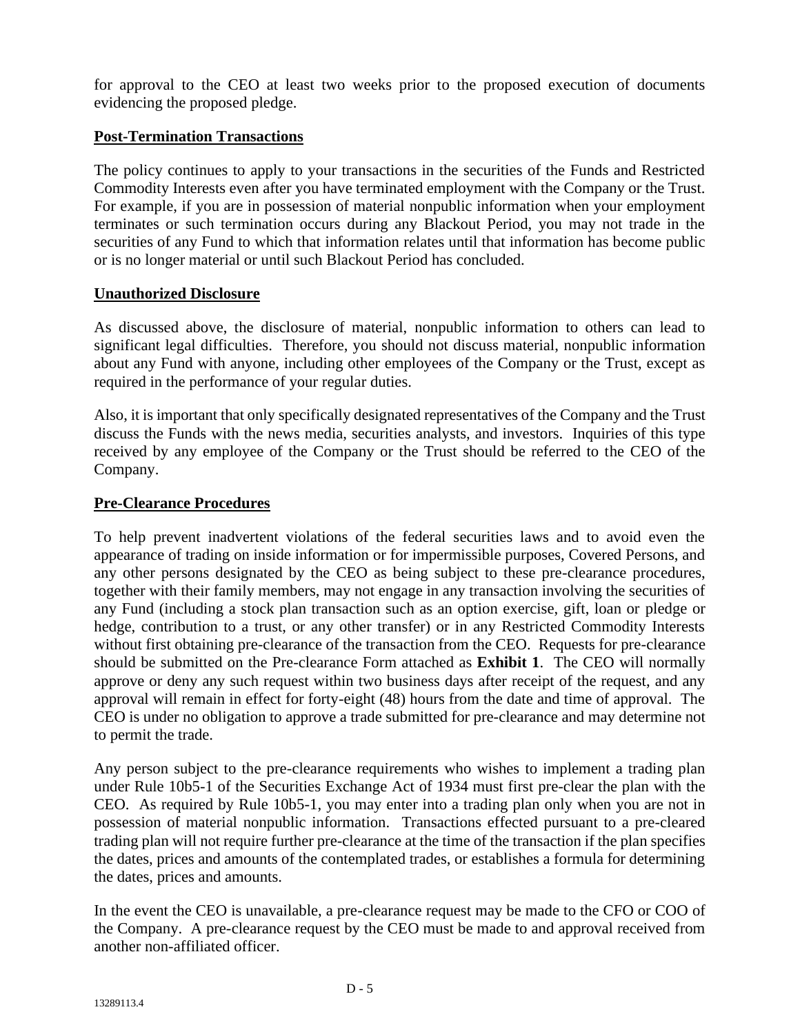for approval to the CEO at least two weeks prior to the proposed execution of documents evidencing the proposed pledge.

**Post-Termination Transactions**

The policy continues to apply to your transactions in the securities of the Funds and Restricted Commodity Interests even after you have terminated employment with the Company or the Trust. For example, if you are in possession of material nonpublic information when your employment terminates or such termination occurs during any Blackout Period, you may not trade in the securities of any Fund to which that information relates until that information has become public or is no longer material or until such Blackout Period has concluded.

**Unauthorized Disclosure**

As discussed above, the disclosure of material, nonpublic information to others can lead to significant legal difficulties. Therefore, you should not discuss material, nonpublic information about any Fund with anyone, including other employees of the Company or the Trust, except as required in the performance of your regular duties.

Also, it is important that only specifically designated representatives of the Company and the Trust discuss the Funds with the news media, securities analysts, and investors. Inquiries of this type received by any employee of the Company or the Trust should be referred to the CEO of the Company.

**Pre-Clearance Procedures**

To help prevent inadvertent violations of the federal securities laws and to avoid even the appearance of trading on inside information or for impermissible purposes, Covered Persons, and any other persons designated by the CEO as being subject to these pre-clearance procedures, together with their family members, may not engage in any transaction involving the securities of any Fund (including a stock plan transaction such as an option exercise, gift, loan or pledge or hedge, contribution to a trust, or any other transfer) or in any Restricted Commodity Interests without first obtaining pre-clearance of the transaction from the CEO. Requests for pre-clearance should be submitted on the Pre-clearance Form attached as **Exhibit 1**. The CEO will normally approve or deny any such request within two business days after receipt of the request, and any approval will remain in effect for forty-eight (48) hours from the date and time of approval. The CEO is under no obligation to approve a trade submitted for pre-clearance and may determine not to permit the trade.

Any person subject to the pre-clearance requirements who wishes to implement a trading plan under Rule 10b5-1 of the Securities Exchange Act of 1934 must first pre-clear the plan with the CEO. As required by Rule 10b5-1, you may enter into a trading plan only when you are not in possession of material nonpublic information. Transactions effected pursuant to a pre-cleared trading plan will not require further pre-clearance at the time of the transaction if the plan specifies the dates, prices and amounts of the contemplated trades, or establishes a formula for determining the dates, prices and amounts.

In the event the CEO is unavailable, a pre-clearance request may be made to the CFO or COO of the Company. A pre-clearance request by the CEO must be made to and approval received from another non-affiliated officer.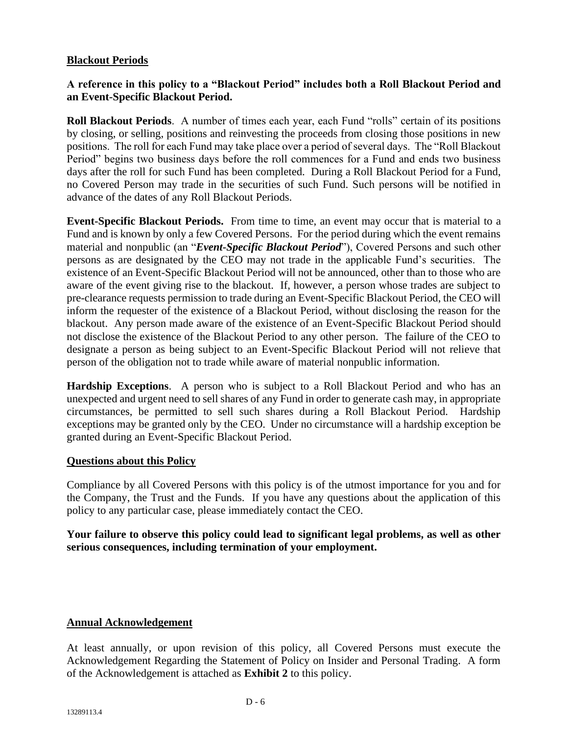## Blackout Periods

**A reference in this policy to a "Blackout Period" includes both a Roll Blackout Period and an Event-Specific Blackout Period.**

**Roll Blackout Periods**. A number of times each year, each Fund "rolls" certain of its positions by closing, or selling, positions and reinvesting the proceeds from closing those positions in new positions. The roll for each Fund may take place over a period of several days. The "Roll Blackout Period" begins two business days before the roll commences for a Fund and ends two business days after the roll for such Fund has been completed. During a Roll Blackout Period for a Fund, no Covered Person may trade in the securities of such Fund. Such persons will be notified in advance of the dates of any Roll Blackout Periods.

**Event-Specific Blackout Periods.** From time to time, an event may occur that is material to a Fund and is known by only a few Covered Persons. For the period during which the event remains material and nonpublic (an "***Event-Specific Blackout Period***"), Covered Persons and such other persons as are designated by the CEO may not trade in the applicable Fund's securities. The existence of an Event-Specific Blackout Period will not be announced, other than to those who are aware of the event giving rise to the blackout. If, however, a person whose trades are subject to pre-clearance requests permission to trade during an Event-Specific Blackout Period, the CEO will inform the requester of the existence of a Blackout Period, without disclosing the reason for the blackout. Any person made aware of the existence of an Event-Specific Blackout Period should not disclose the existence of the Blackout Period to any other person. The failure of the CEO to designate a person as being subject to an Event-Specific Blackout Period will not relieve that person of the obligation not to trade while aware of material nonpublic information.

**Hardship Exceptions**. A person who is subject to a Roll Blackout Period and who has an unexpected and urgent need to sell shares of any Fund in order to generate cash may, in appropriate circumstances, be permitted to sell such shares during a Roll Blackout Period. Hardship exceptions may be granted only by the CEO. Under no circumstance will a hardship exception be granted during an Event-Specific Blackout Period.

## Questions about this Policy

Compliance by all Covered Persons with this policy is of the utmost importance for you and for the Company, the Trust and the Funds. If you have any questions about the application of this policy to any particular case, please immediately contact the CEO.

**Your failure to observe this policy could lead to significant legal problems, as well as other serious consequences, including termination of your employment.**

## Annual Acknowledgement

At least annually, or upon revision of this policy, all Covered Persons must execute the Acknowledgement Regarding the Statement of Policy on Insider and Personal Trading. A form of the Acknowledgement is attached as **Exhibit 2** to this policy.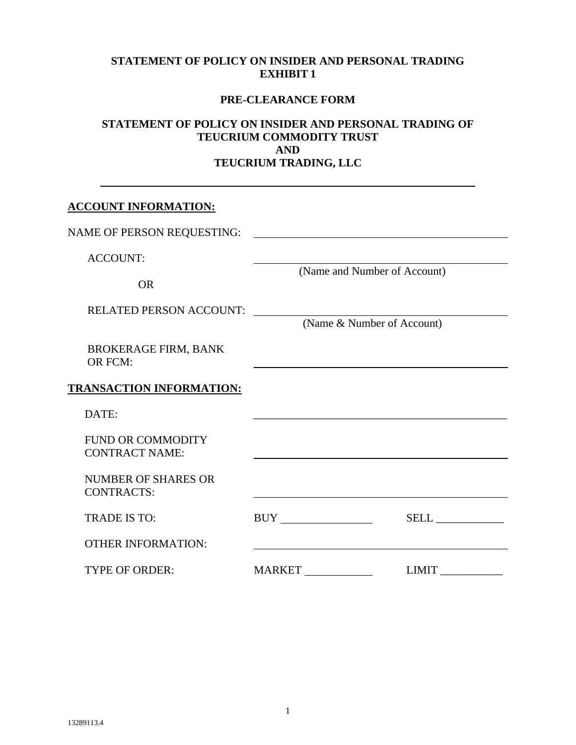**STATEMENT OF POLICY ON INSIDER AND PERSONAL TRADING**
**EXHIBIT 1**

**PRE-CLEARANCE FORM**

**STATEMENT OF POLICY ON INSIDER AND PERSONAL TRADING OF TEUCRIUM COMMODITY TRUST AND TEUCRIUM TRADING, LLC**

---

**ACCOUNT INFORMATION:**

NAME OF PERSON REQUESTING: ______________________________

ACCOUNT: ______________________________
(Name and Number of Account)

OR

RELATED PERSON ACCOUNT: ______________________________
(Name & Number of Account)

BROKERAGE FIRM, BANK OR FCM: ______________________________

**TRANSACTION INFORMATION:**

DATE: ______________________________

FUND OR COMMODITY CONTRACT NAME: ______________________________

NUMBER OF SHARES OR CONTRACTS: ______________________________

TRADE IS TO: BUY ____________ SELL ____________

OTHER INFORMATION: ______________________________

TYPE OF ORDER: MARKET ____________ LIMIT ____________

13289113.4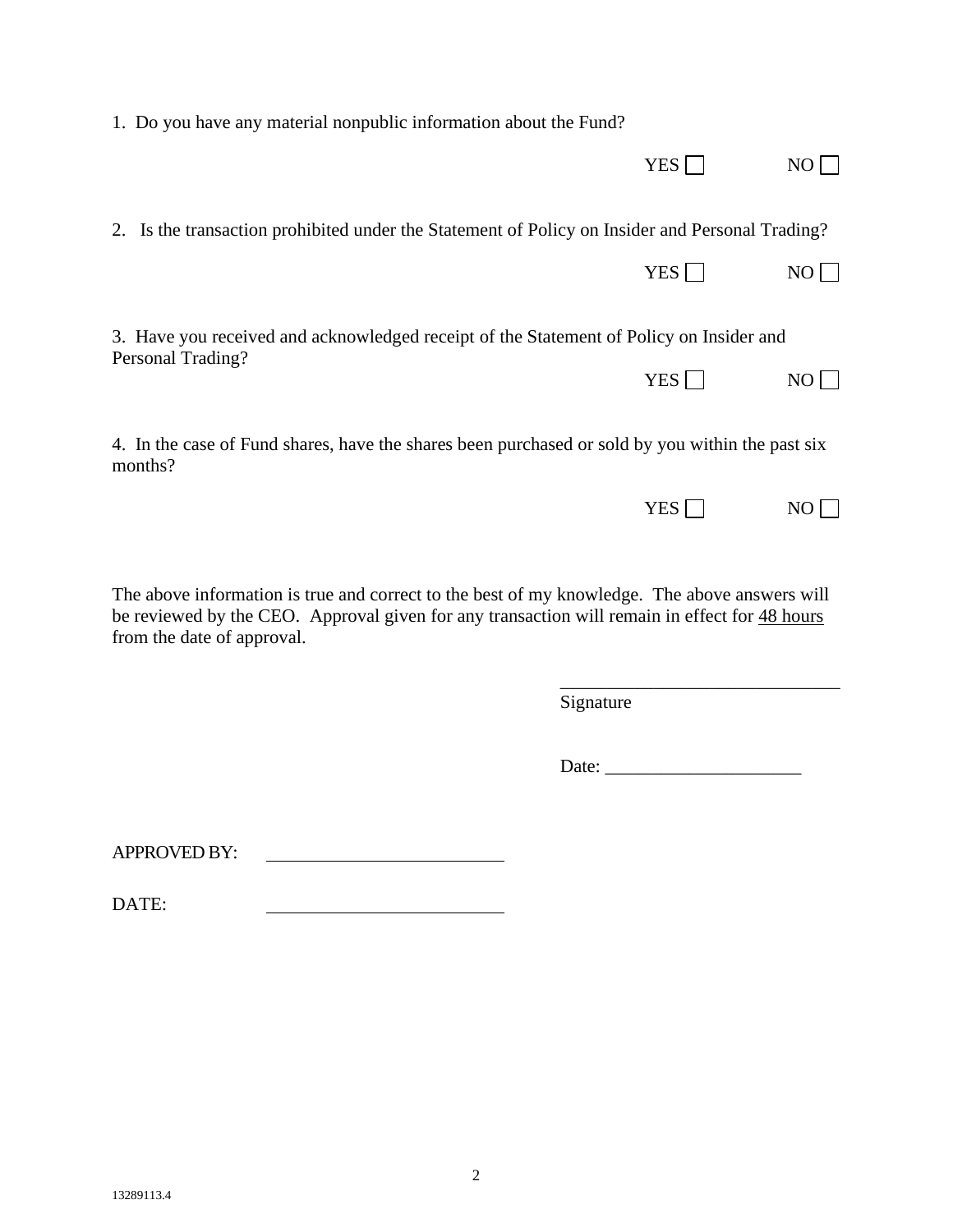1. Do you have any material nonpublic information about the Fund?

YES ☐ NO ☐

2. Is the transaction prohibited under the Statement of Policy on Insider and Personal Trading?

YES ☐ NO ☐

3. Have you received and acknowledged receipt of the Statement of Policy on Insider and Personal Trading?

YES ☐ NO ☐

4. In the case of Fund shares, have the shares been purchased or sold by you within the past six months?

YES ☐ NO ☐

The above information is true and correct to the best of my knowledge. The above answers will be reviewed by the CEO. Approval given for any transaction will remain in effect for <u>48 hours</u> from the date of approval.

______________________________
Signature

Date: _____________________

APPROVED BY: ________________________

DATE: ________________________

13289113.4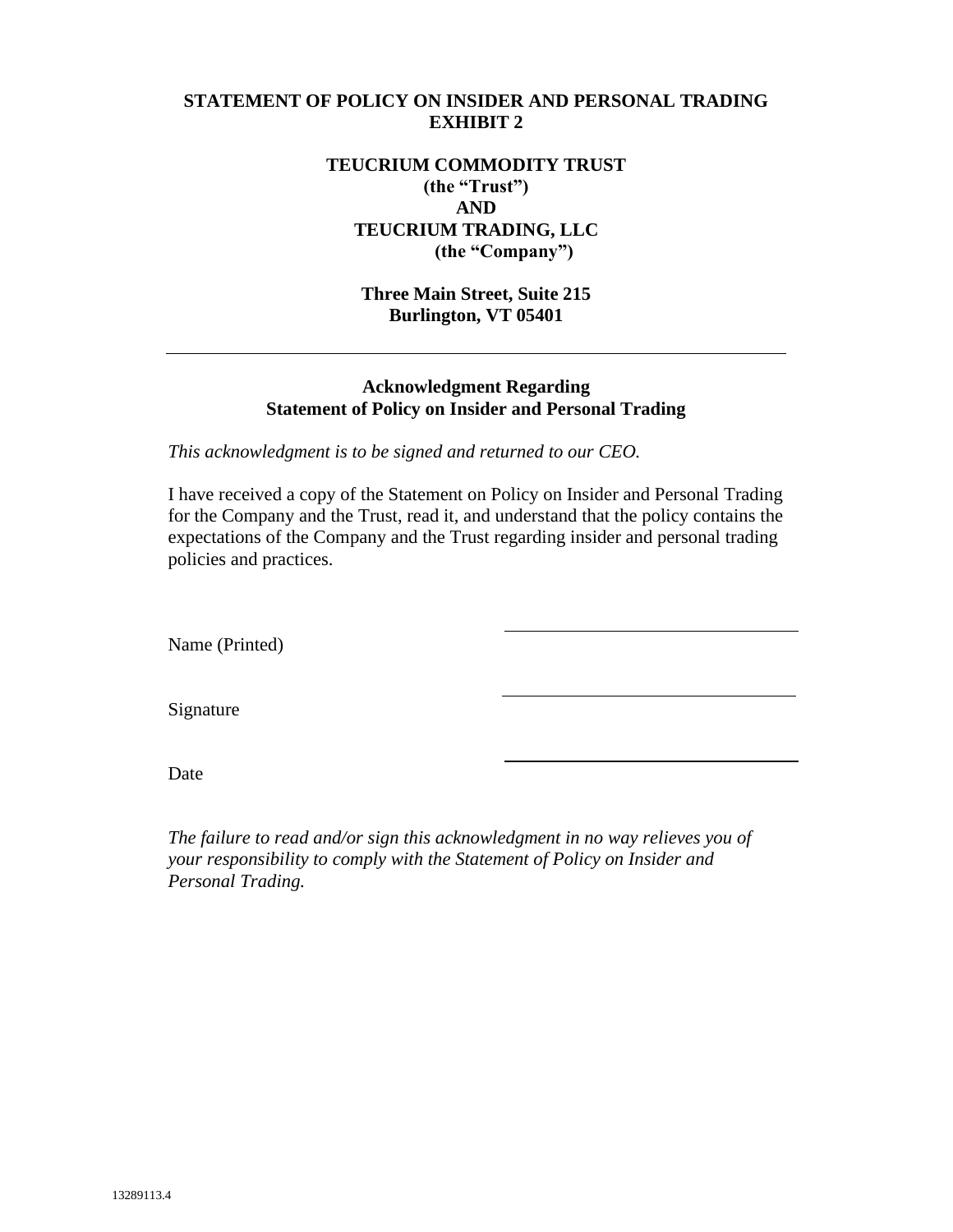**STATEMENT OF POLICY ON INSIDER AND PERSONAL TRADING**
**EXHIBIT 2**

**TEUCRIUM COMMODITY TRUST**
**(the "Trust")**
**AND**
**TEUCRIUM TRADING, LLC**
**(the "Company")**

**Three Main Street, Suite 215**
**Burlington, VT 05401**

---

**Acknowledgment Regarding**
**Statement of Policy on Insider and Personal Trading**

*This acknowledgment is to be signed and returned to our CEO.*

I have received a copy of the Statement on Policy on Insider and Personal Trading for the Company and the Trust, read it, and understand that the policy contains the expectations of the Company and the Trust regarding insider and personal trading policies and practices.

Name (Printed) \_\_\_\_\_\_\_\_\_\_\_\_\_\_\_\_\_\_\_\_\_\_\_\_\_\_\_\_\_\_\_\_

Signature \_\_\_\_\_\_\_\_\_\_\_\_\_\_\_\_\_\_\_\_\_\_\_\_\_\_\_\_\_\_\_\_

Date \_\_\_\_\_\_\_\_\_\_\_\_\_\_\_\_\_\_\_\_\_\_\_\_\_\_\_\_\_\_\_\_

*The failure to read and/or sign this acknowledgment in no way relieves you of your responsibility to comply with the Statement of Policy on Insider and Personal Trading.*

13289113.4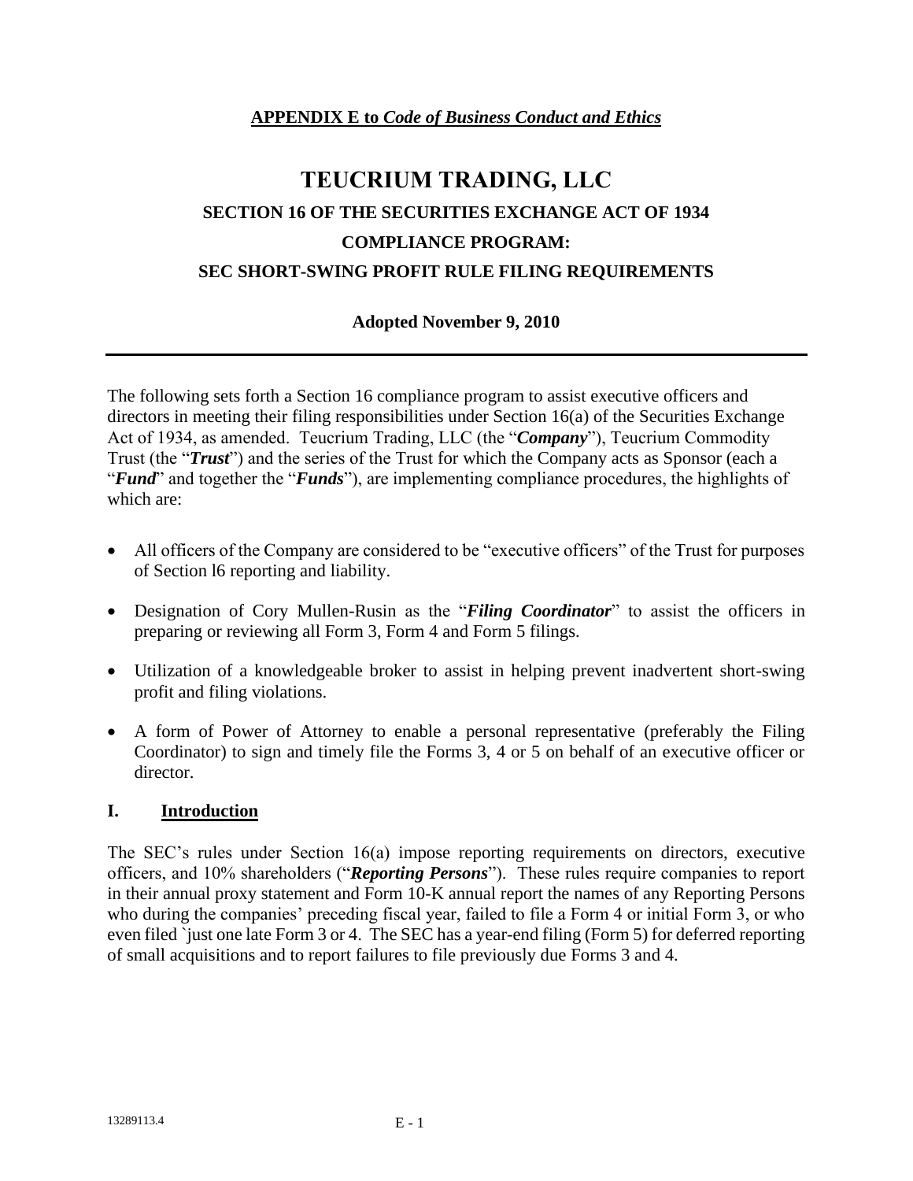**APPENDIX E to *Code of Business Conduct and Ethics***

# TEUCRIUM TRADING, LLC

## SECTION 16 OF THE SECURITIES EXCHANGE ACT OF 1934

## COMPLIANCE PROGRAM:

## SEC SHORT-SWING PROFIT RULE FILING REQUIREMENTS

**Adopted November 9, 2010**

---

The following sets forth a Section 16 compliance program to assist executive officers and directors in meeting their filing responsibilities under Section 16(a) of the Securities Exchange Act of 1934, as amended. Teucrium Trading, LLC (the "***Company***"), Teucrium Commodity Trust (the "***Trust***") and the series of the Trust for which the Company acts as Sponsor (each a "***Fund***" and together the "***Funds***"), are implementing compliance procedures, the highlights of which are:

- All officers of the Company are considered to be "executive officers" of the Trust for purposes of Section l6 reporting and liability.
- Designation of Cory Mullen-Rusin as the "***Filing Coordinator***" to assist the officers in preparing or reviewing all Form 3, Form 4 and Form 5 filings.
- Utilization of a knowledgeable broker to assist in helping prevent inadvertent short-swing profit and filing violations.
- A form of Power of Attorney to enable a personal representative (preferably the Filing Coordinator) to sign and timely file the Forms 3, 4 or 5 on behalf of an executive officer or director.

## I. Introduction

The SEC's rules under Section 16(a) impose reporting requirements on directors, executive officers, and 10% shareholders ("***Reporting Persons***"). These rules require companies to report in their annual proxy statement and Form 10-K annual report the names of any Reporting Persons who during the companies' preceding fiscal year, failed to file a Form 4 or initial Form 3, or who even filed `just one late Form 3 or 4. The SEC has a year-end filing (Form 5) for deferred reporting of small acquisitions and to report failures to file previously due Forms 3 and 4.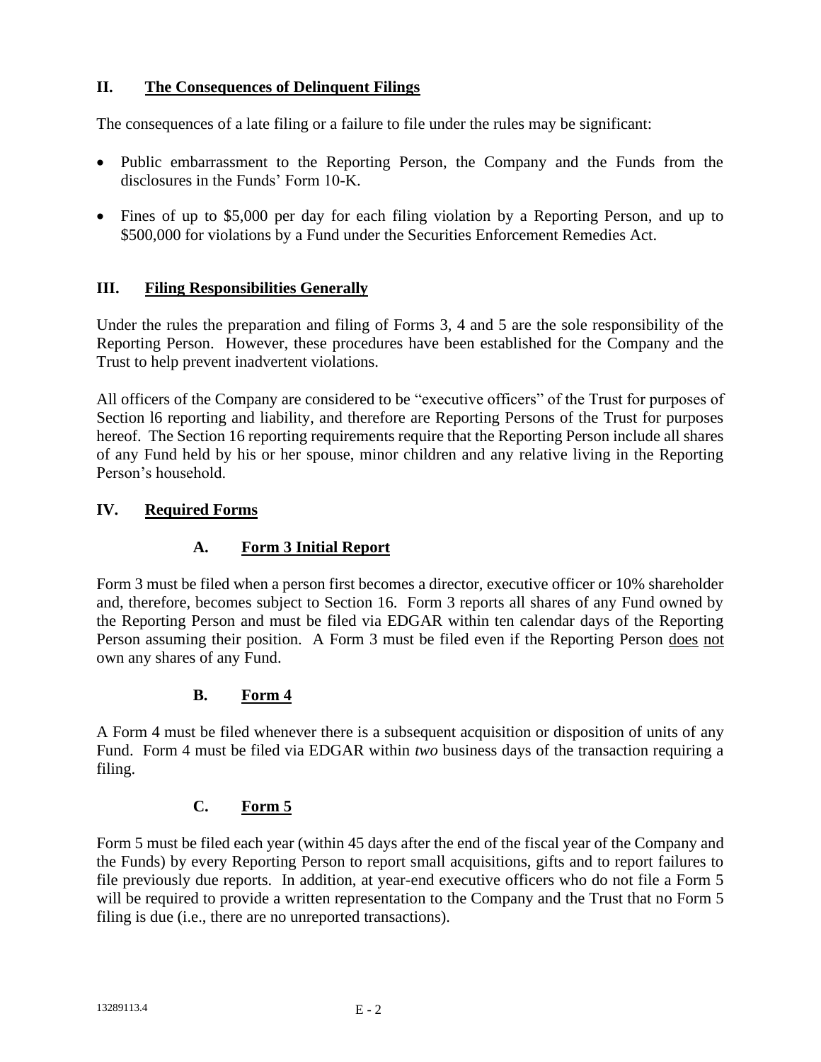## II. The Consequences of Delinquent Filings

The consequences of a late filing or a failure to file under the rules may be significant:

- Public embarrassment to the Reporting Person, the Company and the Funds from the disclosures in the Funds' Form 10-K.
- Fines of up to $5,000 per day for each filing violation by a Reporting Person, and up to $500,000 for violations by a Fund under the Securities Enforcement Remedies Act.

## III. Filing Responsibilities Generally

Under the rules the preparation and filing of Forms 3, 4 and 5 are the sole responsibility of the Reporting Person. However, these procedures have been established for the Company and the Trust to help prevent inadvertent violations.

All officers of the Company are considered to be "executive officers" of the Trust for purposes of Section l6 reporting and liability, and therefore are Reporting Persons of the Trust for purposes hereof. The Section 16 reporting requirements require that the Reporting Person include all shares of any Fund held by his or her spouse, minor children and any relative living in the Reporting Person's household.

## IV. Required Forms

### A. Form 3 Initial Report

Form 3 must be filed when a person first becomes a director, executive officer or 10% shareholder and, therefore, becomes subject to Section 16. Form 3 reports all shares of any Fund owned by the Reporting Person and must be filed via EDGAR within ten calendar days of the Reporting Person assuming their position. A Form 3 must be filed even if the Reporting Person does not own any shares of any Fund.

### B. Form 4

A Form 4 must be filed whenever there is a subsequent acquisition or disposition of units of any Fund. Form 4 must be filed via EDGAR within *two* business days of the transaction requiring a filing.

### C. Form 5

Form 5 must be filed each year (within 45 days after the end of the fiscal year of the Company and the Funds) by every Reporting Person to report small acquisitions, gifts and to report failures to file previously due reports. In addition, at year-end executive officers who do not file a Form 5 will be required to provide a written representation to the Company and the Trust that no Form 5 filing is due (i.e., there are no unreported transactions).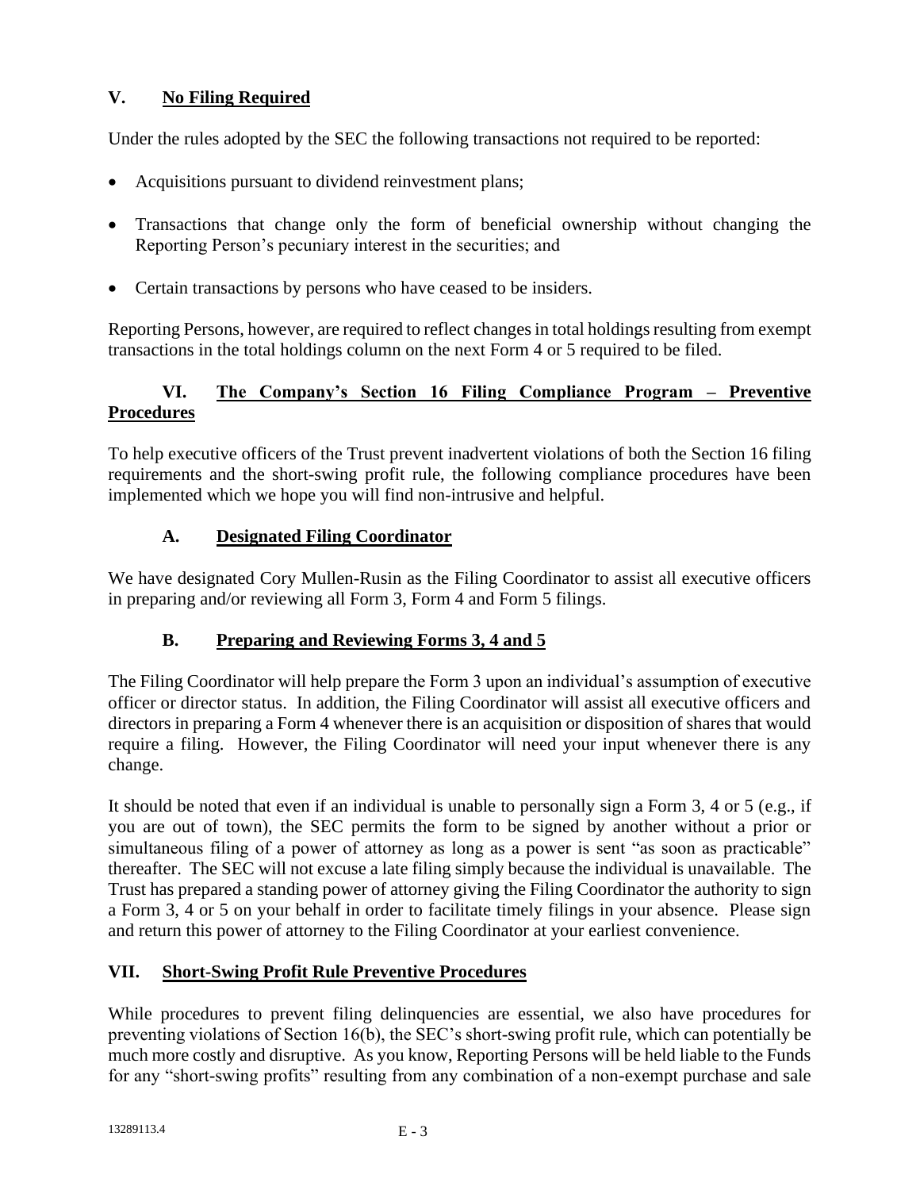## V. No Filing Required

Under the rules adopted by the SEC the following transactions not required to be reported:

- Acquisitions pursuant to dividend reinvestment plans;
- Transactions that change only the form of beneficial ownership without changing the Reporting Person's pecuniary interest in the securities; and
- Certain transactions by persons who have ceased to be insiders.

Reporting Persons, however, are required to reflect changes in total holdings resulting from exempt transactions in the total holdings column on the next Form 4 or 5 required to be filed.

## VI. The Company's Section 16 Filing Compliance Program – Preventive Procedures

To help executive officers of the Trust prevent inadvertent violations of both the Section 16 filing requirements and the short-swing profit rule, the following compliance procedures have been implemented which we hope you will find non-intrusive and helpful.

### A. Designated Filing Coordinator

We have designated Cory Mullen-Rusin as the Filing Coordinator to assist all executive officers in preparing and/or reviewing all Form 3, Form 4 and Form 5 filings.

### B. Preparing and Reviewing Forms 3, 4 and 5

The Filing Coordinator will help prepare the Form 3 upon an individual's assumption of executive officer or director status. In addition, the Filing Coordinator will assist all executive officers and directors in preparing a Form 4 whenever there is an acquisition or disposition of shares that would require a filing. However, the Filing Coordinator will need your input whenever there is any change.

It should be noted that even if an individual is unable to personally sign a Form 3, 4 or 5 (e.g., if you are out of town), the SEC permits the form to be signed by another without a prior or simultaneous filing of a power of attorney as long as a power is sent "as soon as practicable" thereafter. The SEC will not excuse a late filing simply because the individual is unavailable. The Trust has prepared a standing power of attorney giving the Filing Coordinator the authority to sign a Form 3, 4 or 5 on your behalf in order to facilitate timely filings in your absence. Please sign and return this power of attorney to the Filing Coordinator at your earliest convenience.

## VII. Short-Swing Profit Rule Preventive Procedures

While procedures to prevent filing delinquencies are essential, we also have procedures for preventing violations of Section 16(b), the SEC's short-swing profit rule, which can potentially be much more costly and disruptive. As you know, Reporting Persons will be held liable to the Funds for any "short-swing profits" resulting from any combination of a non-exempt purchase and sale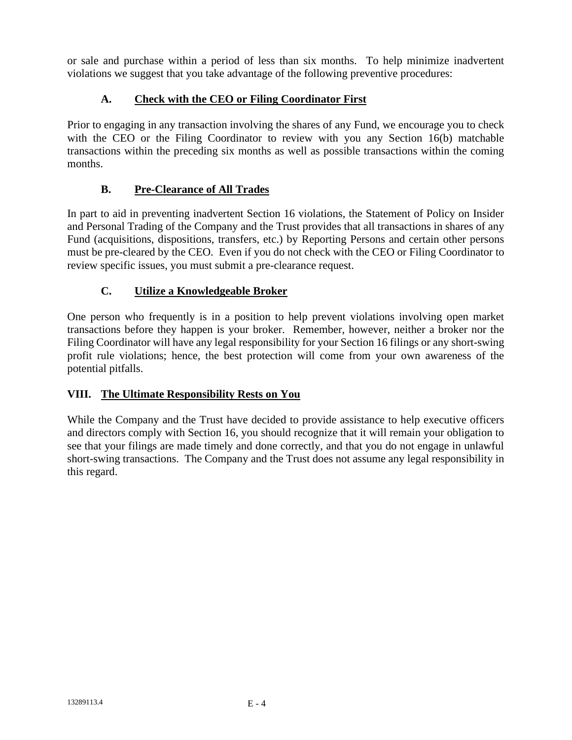or sale and purchase within a period of less than six months. To help minimize inadvertent violations we suggest that you take advantage of the following preventive procedures:

### A. <u>Check with the CEO or Filing Coordinator First</u>

Prior to engaging in any transaction involving the shares of any Fund, we encourage you to check with the CEO or the Filing Coordinator to review with you any Section 16(b) matchable transactions within the preceding six months as well as possible transactions within the coming months.

### B. <u>Pre-Clearance of All Trades</u>

In part to aid in preventing inadvertent Section 16 violations, the Statement of Policy on Insider and Personal Trading of the Company and the Trust provides that all transactions in shares of any Fund (acquisitions, dispositions, transfers, etc.) by Reporting Persons and certain other persons must be pre-cleared by the CEO. Even if you do not check with the CEO or Filing Coordinator to review specific issues, you must submit a pre-clearance request.

### C. <u>Utilize a Knowledgeable Broker</u>

One person who frequently is in a position to help prevent violations involving open market transactions before they happen is your broker. Remember, however, neither a broker nor the Filing Coordinator will have any legal responsibility for your Section 16 filings or any short-swing profit rule violations; hence, the best protection will come from your own awareness of the potential pitfalls.

## VIII. <u>The Ultimate Responsibility Rests on You</u>

While the Company and the Trust have decided to provide assistance to help executive officers and directors comply with Section 16, you should recognize that it will remain your obligation to see that your filings are made timely and done correctly, and that you do not engage in unlawful short-swing transactions. The Company and the Trust does not assume any legal responsibility in this regard.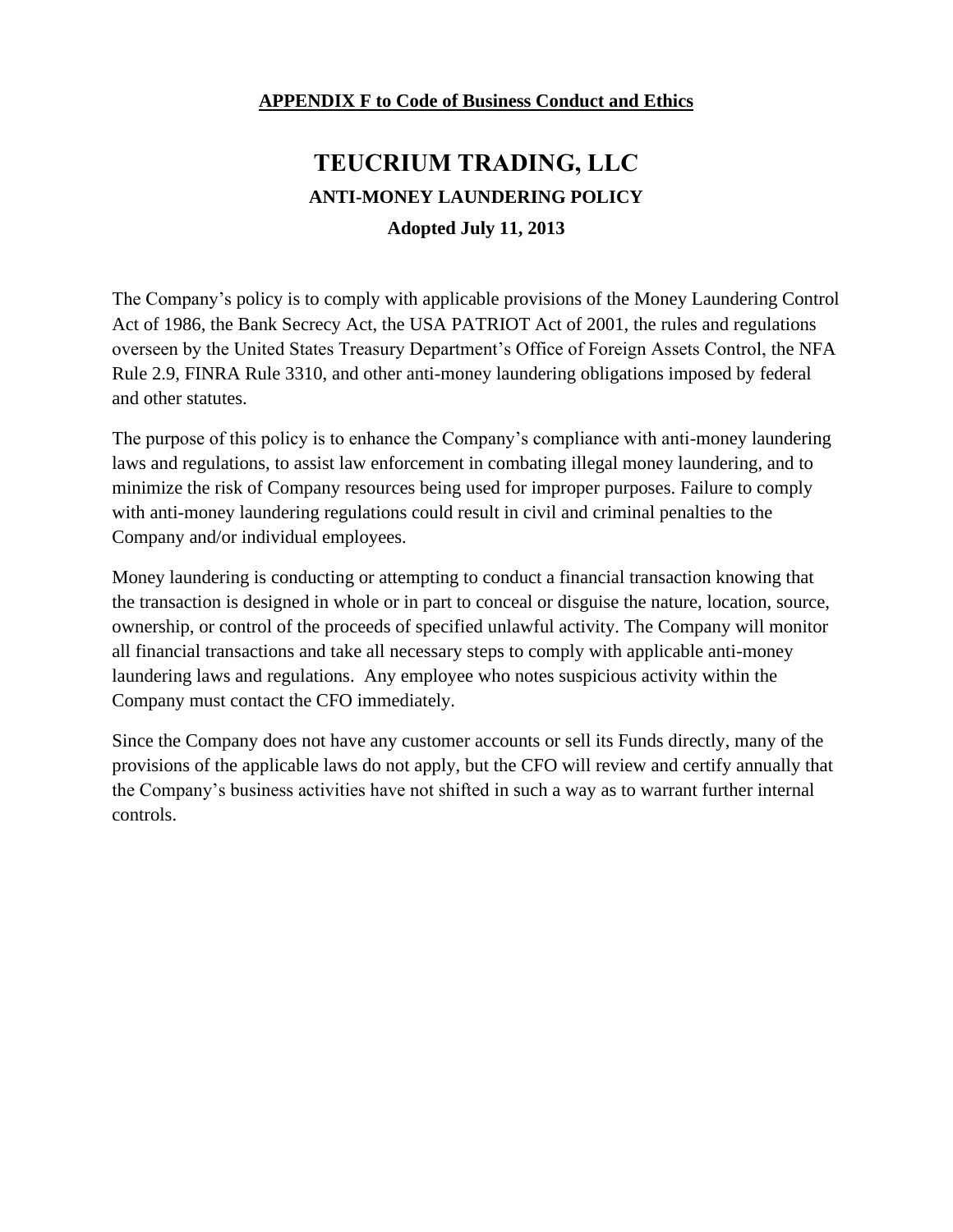**APPENDIX F to Code of Business Conduct and Ethics**

# TEUCRIUM TRADING, LLC

## ANTI-MONEY LAUNDERING POLICY

**Adopted July 11, 2013**

The Company's policy is to comply with applicable provisions of the Money Laundering Control Act of 1986, the Bank Secrecy Act, the USA PATRIOT Act of 2001, the rules and regulations overseen by the United States Treasury Department's Office of Foreign Assets Control, the NFA Rule 2.9, FINRA Rule 3310, and other anti-money laundering obligations imposed by federal and other statutes.

The purpose of this policy is to enhance the Company's compliance with anti-money laundering laws and regulations, to assist law enforcement in combating illegal money laundering, and to minimize the risk of Company resources being used for improper purposes. Failure to comply with anti-money laundering regulations could result in civil and criminal penalties to the Company and/or individual employees.

Money laundering is conducting or attempting to conduct a financial transaction knowing that the transaction is designed in whole or in part to conceal or disguise the nature, location, source, ownership, or control of the proceeds of specified unlawful activity. The Company will monitor all financial transactions and take all necessary steps to comply with applicable anti-money laundering laws and regulations. Any employee who notes suspicious activity within the Company must contact the CFO immediately.

Since the Company does not have any customer accounts or sell its Funds directly, many of the provisions of the applicable laws do not apply, but the CFO will review and certify annually that the Company's business activities have not shifted in such a way as to warrant further internal controls.